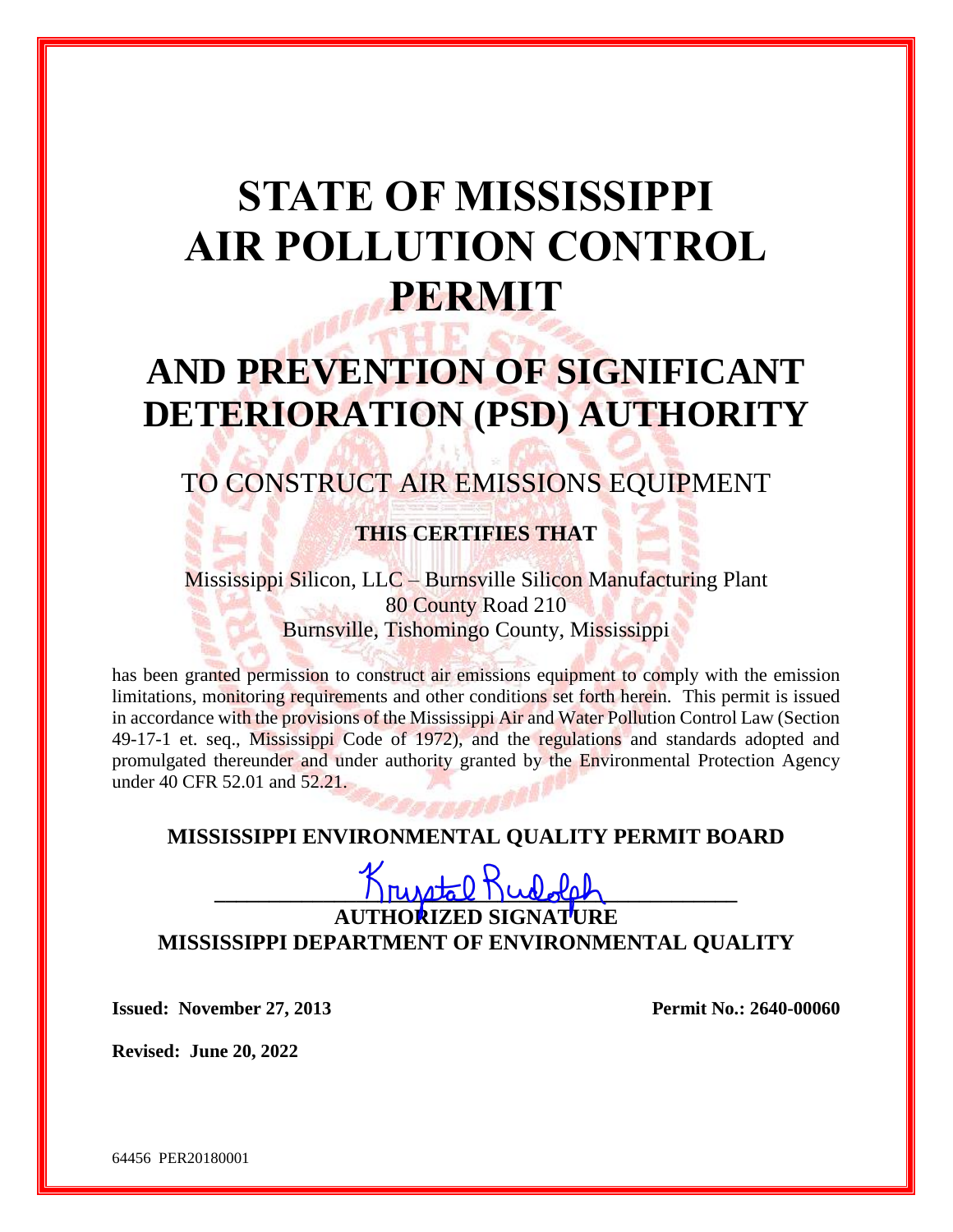# STATE OF MISSISSIPPI AIR POLLUTION CONTROL PERMIT

# AND PREVENTION OF SIGNIFICANT DETERIORATION (PSD) AUTHORITY

## TO CONSTRUCT AIR EMISSIONS EQUIPMENT

**THIS CERTIFIES THAT**

Mississippi Silicon, LLC – Burnsville Silicon Manufacturing Plant
80 County Road 210
Burnsville, Tishomingo County, Mississippi

has been granted permission to construct air emissions equipment to comply with the emission limitations, monitoring requirements and other conditions set forth herein. This permit is issued in accordance with the provisions of the Mississippi Air and Water Pollution Control Law (Section 49-17-1 et. seq., Mississippi Code of 1972), and the regulations and standards adopted and promulgated thereunder and under authority granted by the Environmental Protection Agency under 40 CFR 52.01 and 52.21.

**MISSISSIPPI ENVIRONMENTAL QUALITY PERMIT BOARD**

Krystal Rudolph

**AUTHORIZED SIGNATURE**
**MISSISSIPPI DEPARTMENT OF ENVIRONMENTAL QUALITY**

**Issued: November 27, 2013** **Permit No.: 2640-00060**

**Revised: June 20, 2022**

64456 PER20180001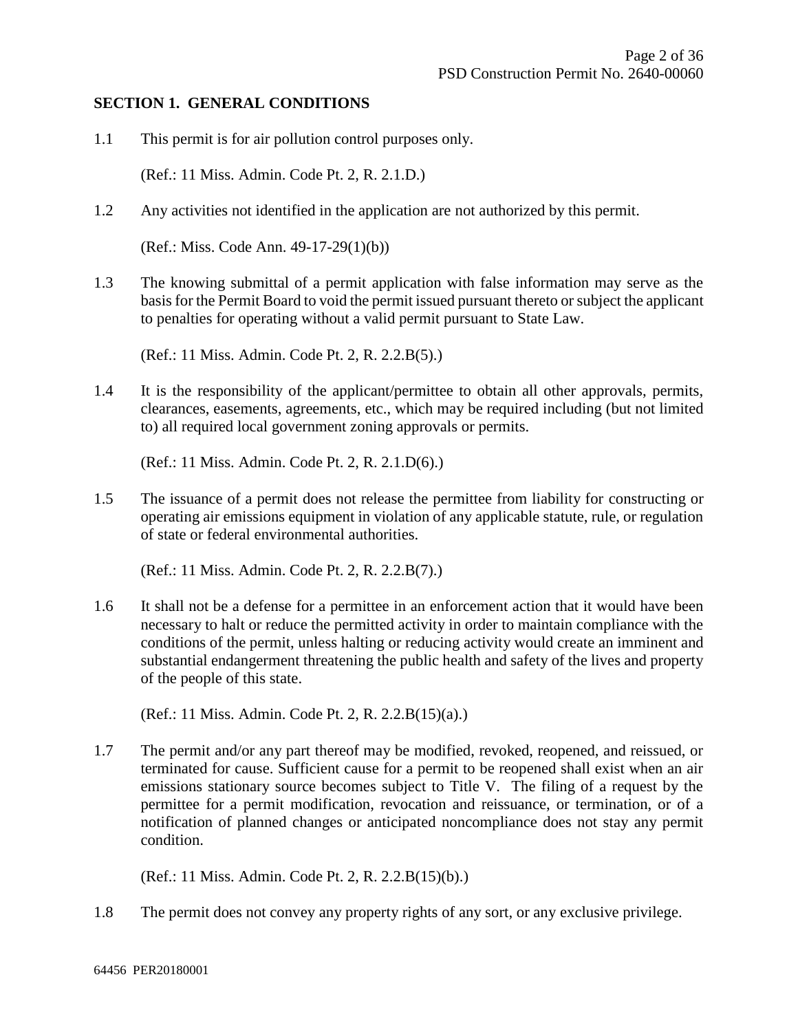## SECTION 1. GENERAL CONDITIONS

1.1 This permit is for air pollution control purposes only.

(Ref.: 11 Miss. Admin. Code Pt. 2, R. 2.1.D.)

1.2 Any activities not identified in the application are not authorized by this permit.

(Ref.: Miss. Code Ann. 49-17-29(1)(b))

1.3 The knowing submittal of a permit application with false information may serve as the basis for the Permit Board to void the permit issued pursuant thereto or subject the applicant to penalties for operating without a valid permit pursuant to State Law.

(Ref.: 11 Miss. Admin. Code Pt. 2, R. 2.2.B(5).)

1.4 It is the responsibility of the applicant/permittee to obtain all other approvals, permits, clearances, easements, agreements, etc., which may be required including (but not limited to) all required local government zoning approvals or permits.

(Ref.: 11 Miss. Admin. Code Pt. 2, R. 2.1.D(6).)

1.5 The issuance of a permit does not release the permittee from liability for constructing or operating air emissions equipment in violation of any applicable statute, rule, or regulation of state or federal environmental authorities.

(Ref.: 11 Miss. Admin. Code Pt. 2, R. 2.2.B(7).)

1.6 It shall not be a defense for a permittee in an enforcement action that it would have been necessary to halt or reduce the permitted activity in order to maintain compliance with the conditions of the permit, unless halting or reducing activity would create an imminent and substantial endangerment threatening the public health and safety of the lives and property of the people of this state.

(Ref.: 11 Miss. Admin. Code Pt. 2, R. 2.2.B(15)(a).)

1.7 The permit and/or any part thereof may be modified, revoked, reopened, and reissued, or terminated for cause. Sufficient cause for a permit to be reopened shall exist when an air emissions stationary source becomes subject to Title V. The filing of a request by the permittee for a permit modification, revocation and reissuance, or termination, or of a notification of planned changes or anticipated noncompliance does not stay any permit condition.

(Ref.: 11 Miss. Admin. Code Pt. 2, R. 2.2.B(15)(b).)

1.8 The permit does not convey any property rights of any sort, or any exclusive privilege.

64456 PER20180001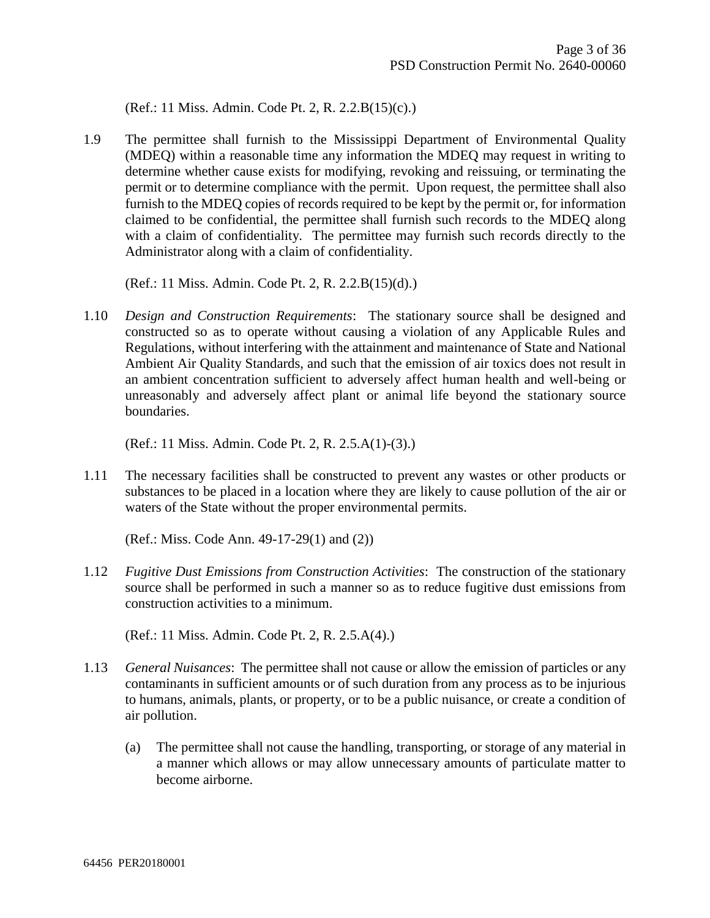(Ref.: 11 Miss. Admin. Code Pt. 2, R. 2.2.B(15)(c).)

1.9 The permittee shall furnish to the Mississippi Department of Environmental Quality (MDEQ) within a reasonable time any information the MDEQ may request in writing to determine whether cause exists for modifying, revoking and reissuing, or terminating the permit or to determine compliance with the permit. Upon request, the permittee shall also furnish to the MDEQ copies of records required to be kept by the permit or, for information claimed to be confidential, the permittee shall furnish such records to the MDEQ along with a claim of confidentiality. The permittee may furnish such records directly to the Administrator along with a claim of confidentiality.

(Ref.: 11 Miss. Admin. Code Pt. 2, R. 2.2.B(15)(d).)

1.10 *Design and Construction Requirements*: The stationary source shall be designed and constructed so as to operate without causing a violation of any Applicable Rules and Regulations, without interfering with the attainment and maintenance of State and National Ambient Air Quality Standards, and such that the emission of air toxics does not result in an ambient concentration sufficient to adversely affect human health and well-being or unreasonably and adversely affect plant or animal life beyond the stationary source boundaries.

(Ref.: 11 Miss. Admin. Code Pt. 2, R. 2.5.A(1)-(3).)

1.11 The necessary facilities shall be constructed to prevent any wastes or other products or substances to be placed in a location where they are likely to cause pollution of the air or waters of the State without the proper environmental permits.

(Ref.: Miss. Code Ann. 49-17-29(1) and (2))

1.12 *Fugitive Dust Emissions from Construction Activities*: The construction of the stationary source shall be performed in such a manner so as to reduce fugitive dust emissions from construction activities to a minimum.

(Ref.: 11 Miss. Admin. Code Pt. 2, R. 2.5.A(4).)

1.13 *General Nuisances*: The permittee shall not cause or allow the emission of particles or any contaminants in sufficient amounts or of such duration from any process as to be injurious to humans, animals, plants, or property, or to be a public nuisance, or create a condition of air pollution.

(a) The permittee shall not cause the handling, transporting, or storage of any material in a manner which allows or may allow unnecessary amounts of particulate matter to become airborne.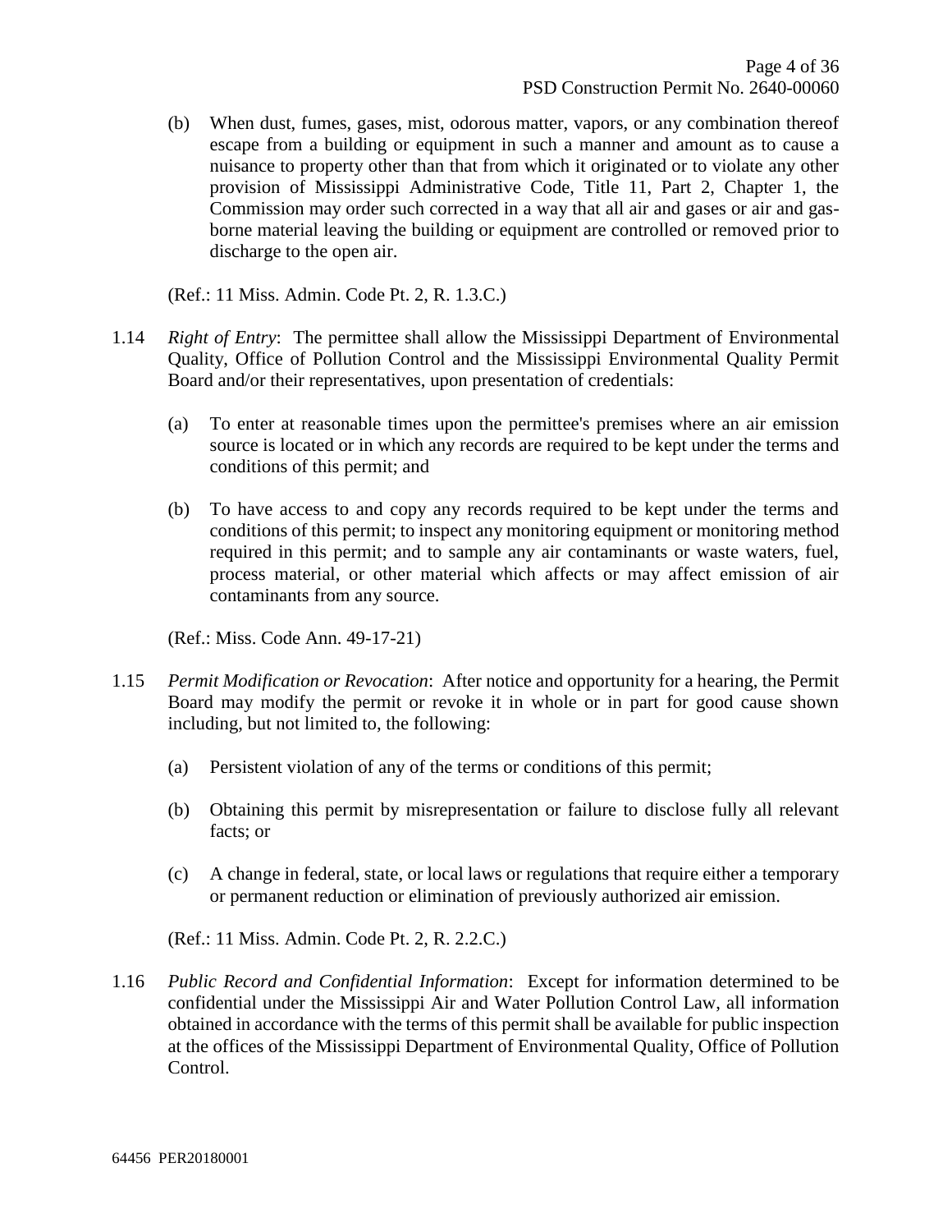(b) When dust, fumes, gases, mist, odorous matter, vapors, or any combination thereof escape from a building or equipment in such a manner and amount as to cause a nuisance to property other than that from which it originated or to violate any other provision of Mississippi Administrative Code, Title 11, Part 2, Chapter 1, the Commission may order such corrected in a way that all air and gases or air and gas-borne material leaving the building or equipment are controlled or removed prior to discharge to the open air.

(Ref.: 11 Miss. Admin. Code Pt. 2, R. 1.3.C.)

1.14 *Right of Entry*: The permittee shall allow the Mississippi Department of Environmental Quality, Office of Pollution Control and the Mississippi Environmental Quality Permit Board and/or their representatives, upon presentation of credentials:

(a) To enter at reasonable times upon the permittee's premises where an air emission source is located or in which any records are required to be kept under the terms and conditions of this permit; and

(b) To have access to and copy any records required to be kept under the terms and conditions of this permit; to inspect any monitoring equipment or monitoring method required in this permit; and to sample any air contaminants or waste waters, fuel, process material, or other material which affects or may affect emission of air contaminants from any source.

(Ref.: Miss. Code Ann. 49-17-21)

1.15 *Permit Modification or Revocation*: After notice and opportunity for a hearing, the Permit Board may modify the permit or revoke it in whole or in part for good cause shown including, but not limited to, the following:

(a) Persistent violation of any of the terms or conditions of this permit;

(b) Obtaining this permit by misrepresentation or failure to disclose fully all relevant facts; or

(c) A change in federal, state, or local laws or regulations that require either a temporary or permanent reduction or elimination of previously authorized air emission.

(Ref.: 11 Miss. Admin. Code Pt. 2, R. 2.2.C.)

1.16 *Public Record and Confidential Information*: Except for information determined to be confidential under the Mississippi Air and Water Pollution Control Law, all information obtained in accordance with the terms of this permit shall be available for public inspection at the offices of the Mississippi Department of Environmental Quality, Office of Pollution Control.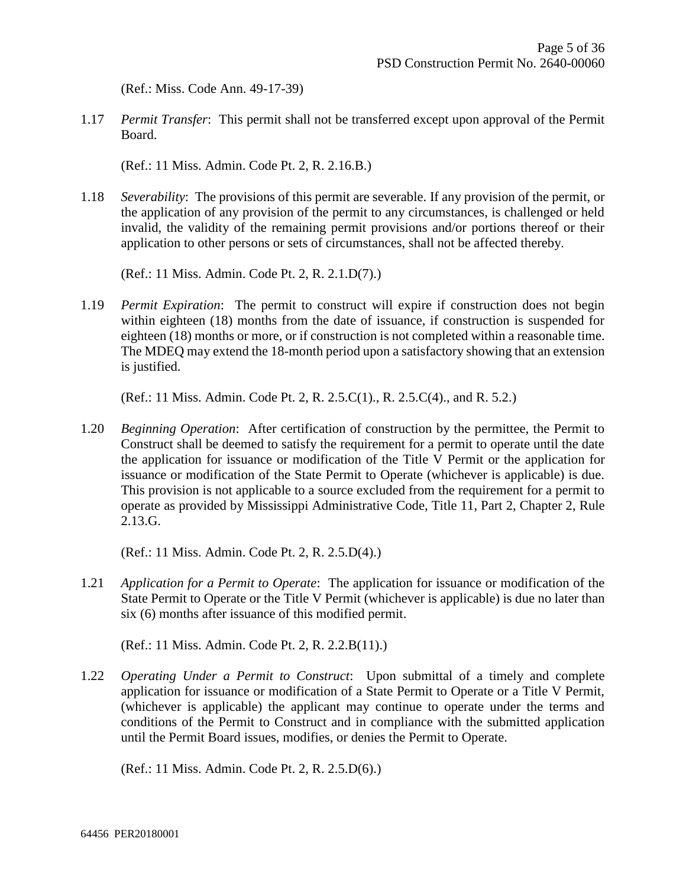(Ref.: Miss. Code Ann. 49-17-39)

1.17 *Permit Transfer*: This permit shall not be transferred except upon approval of the Permit Board.

(Ref.: 11 Miss. Admin. Code Pt. 2, R. 2.16.B.)

1.18 *Severability*: The provisions of this permit are severable. If any provision of the permit, or the application of any provision of the permit to any circumstances, is challenged or held invalid, the validity of the remaining permit provisions and/or portions thereof or their application to other persons or sets of circumstances, shall not be affected thereby.

(Ref.: 11 Miss. Admin. Code Pt. 2, R. 2.1.D(7).)

1.19 *Permit Expiration*: The permit to construct will expire if construction does not begin within eighteen (18) months from the date of issuance, if construction is suspended for eighteen (18) months or more, or if construction is not completed within a reasonable time. The MDEQ may extend the 18-month period upon a satisfactory showing that an extension is justified.

(Ref.: 11 Miss. Admin. Code Pt. 2, R. 2.5.C(1)., R. 2.5.C(4)., and R. 5.2.)

1.20 *Beginning Operation*: After certification of construction by the permittee, the Permit to Construct shall be deemed to satisfy the requirement for a permit to operate until the date the application for issuance or modification of the Title V Permit or the application for issuance or modification of the State Permit to Operate (whichever is applicable) is due. This provision is not applicable to a source excluded from the requirement for a permit to operate as provided by Mississippi Administrative Code, Title 11, Part 2, Chapter 2, Rule 2.13.G.

(Ref.: 11 Miss. Admin. Code Pt. 2, R. 2.5.D(4).)

1.21 *Application for a Permit to Operate*: The application for issuance or modification of the State Permit to Operate or the Title V Permit (whichever is applicable) is due no later than six (6) months after issuance of this modified permit.

(Ref.: 11 Miss. Admin. Code Pt. 2, R. 2.2.B(11).)

1.22 *Operating Under a Permit to Construct*: Upon submittal of a timely and complete application for issuance or modification of a State Permit to Operate or a Title V Permit, (whichever is applicable) the applicant may continue to operate under the terms and conditions of the Permit to Construct and in compliance with the submitted application until the Permit Board issues, modifies, or denies the Permit to Operate.

(Ref.: 11 Miss. Admin. Code Pt. 2, R. 2.5.D(6).)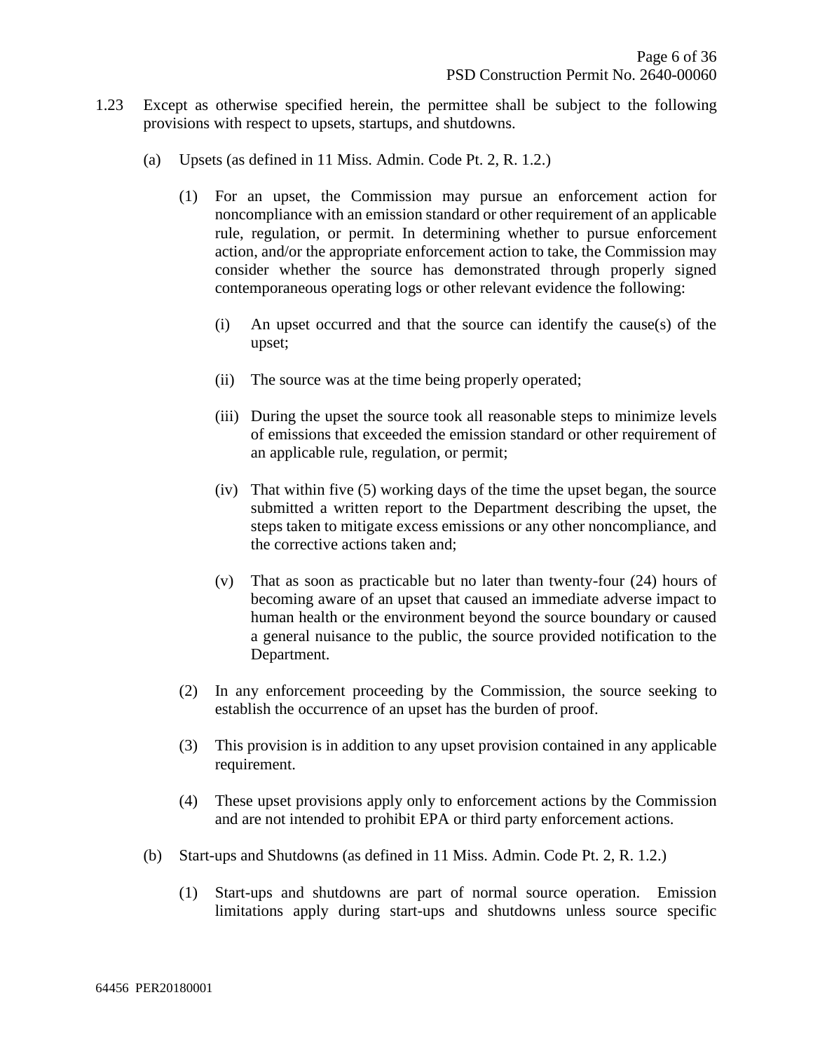1.23 Except as otherwise specified herein, the permittee shall be subject to the following provisions with respect to upsets, startups, and shutdowns.

(a) Upsets (as defined in 11 Miss. Admin. Code Pt. 2, R. 1.2.)

(1) For an upset, the Commission may pursue an enforcement action for noncompliance with an emission standard or other requirement of an applicable rule, regulation, or permit. In determining whether to pursue enforcement action, and/or the appropriate enforcement action to take, the Commission may consider whether the source has demonstrated through properly signed contemporaneous operating logs or other relevant evidence the following:

(i) An upset occurred and that the source can identify the cause(s) of the upset;

(ii) The source was at the time being properly operated;

(iii) During the upset the source took all reasonable steps to minimize levels of emissions that exceeded the emission standard or other requirement of an applicable rule, regulation, or permit;

(iv) That within five (5) working days of the time the upset began, the source submitted a written report to the Department describing the upset, the steps taken to mitigate excess emissions or any other noncompliance, and the corrective actions taken and;

(v) That as soon as practicable but no later than twenty-four (24) hours of becoming aware of an upset that caused an immediate adverse impact to human health or the environment beyond the source boundary or caused a general nuisance to the public, the source provided notification to the Department.

(2) In any enforcement proceeding by the Commission, the source seeking to establish the occurrence of an upset has the burden of proof.

(3) This provision is in addition to any upset provision contained in any applicable requirement.

(4) These upset provisions apply only to enforcement actions by the Commission and are not intended to prohibit EPA or third party enforcement actions.

(b) Start-ups and Shutdowns (as defined in 11 Miss. Admin. Code Pt. 2, R. 1.2.)

(1) Start-ups and shutdowns are part of normal source operation. Emission limitations apply during start-ups and shutdowns unless source specific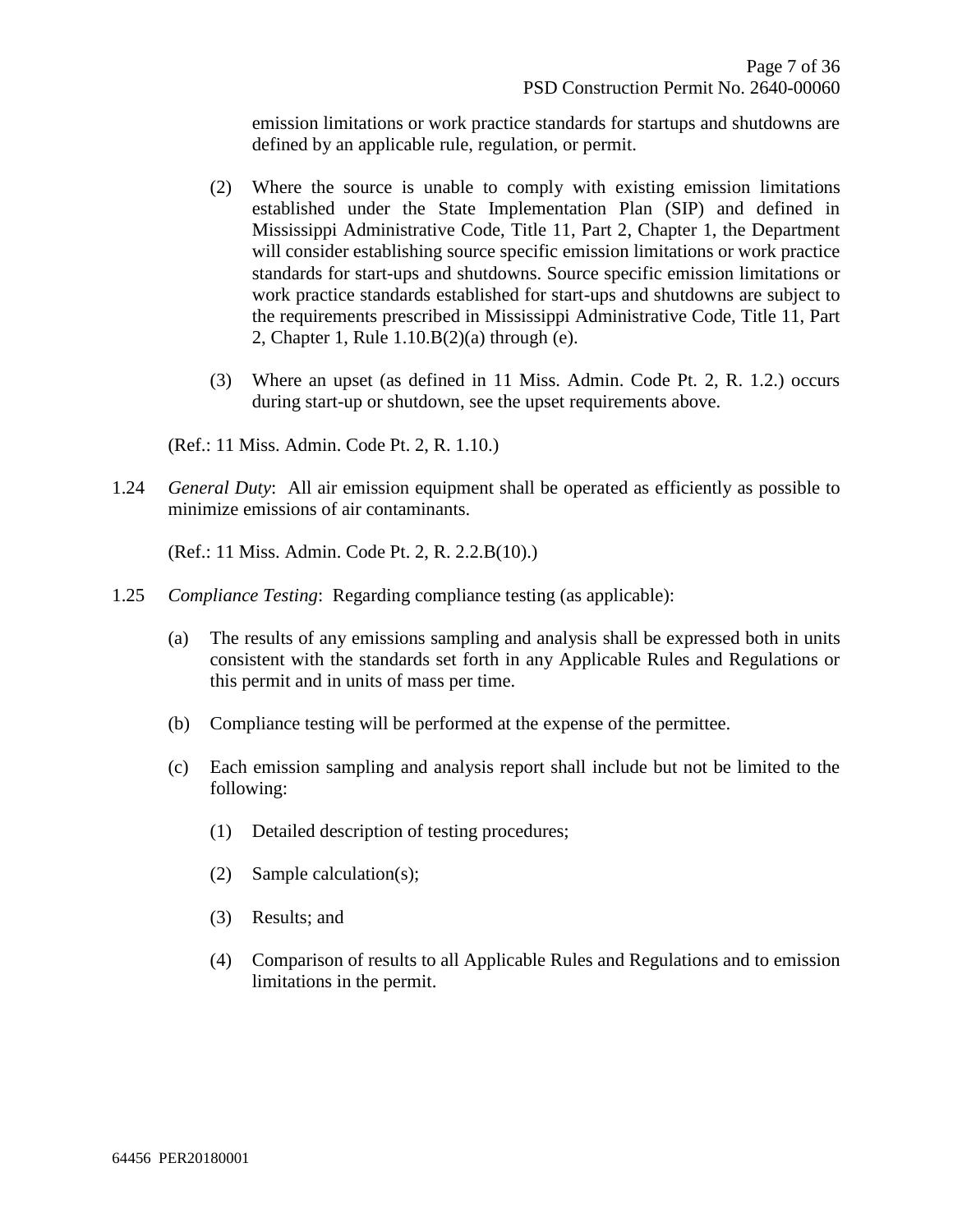emission limitations or work practice standards for startups and shutdowns are defined by an applicable rule, regulation, or permit.

(2) Where the source is unable to comply with existing emission limitations established under the State Implementation Plan (SIP) and defined in Mississippi Administrative Code, Title 11, Part 2, Chapter 1, the Department will consider establishing source specific emission limitations or work practice standards for start-ups and shutdowns. Source specific emission limitations or work practice standards established for start-ups and shutdowns are subject to the requirements prescribed in Mississippi Administrative Code, Title 11, Part 2, Chapter 1, Rule 1.10.B(2)(a) through (e).

(3) Where an upset (as defined in 11 Miss. Admin. Code Pt. 2, R. 1.2.) occurs during start-up or shutdown, see the upset requirements above.

(Ref.: 11 Miss. Admin. Code Pt. 2, R. 1.10.)

1.24 *General Duty*: All air emission equipment shall be operated as efficiently as possible to minimize emissions of air contaminants.

(Ref.: 11 Miss. Admin. Code Pt. 2, R. 2.2.B(10).)

1.25 *Compliance Testing*: Regarding compliance testing (as applicable):

(a) The results of any emissions sampling and analysis shall be expressed both in units consistent with the standards set forth in any Applicable Rules and Regulations or this permit and in units of mass per time.

(b) Compliance testing will be performed at the expense of the permittee.

(c) Each emission sampling and analysis report shall include but not be limited to the following:

(1) Detailed description of testing procedures;

(2) Sample calculation(s);

(3) Results; and

(4) Comparison of results to all Applicable Rules and Regulations and to emission limitations in the permit.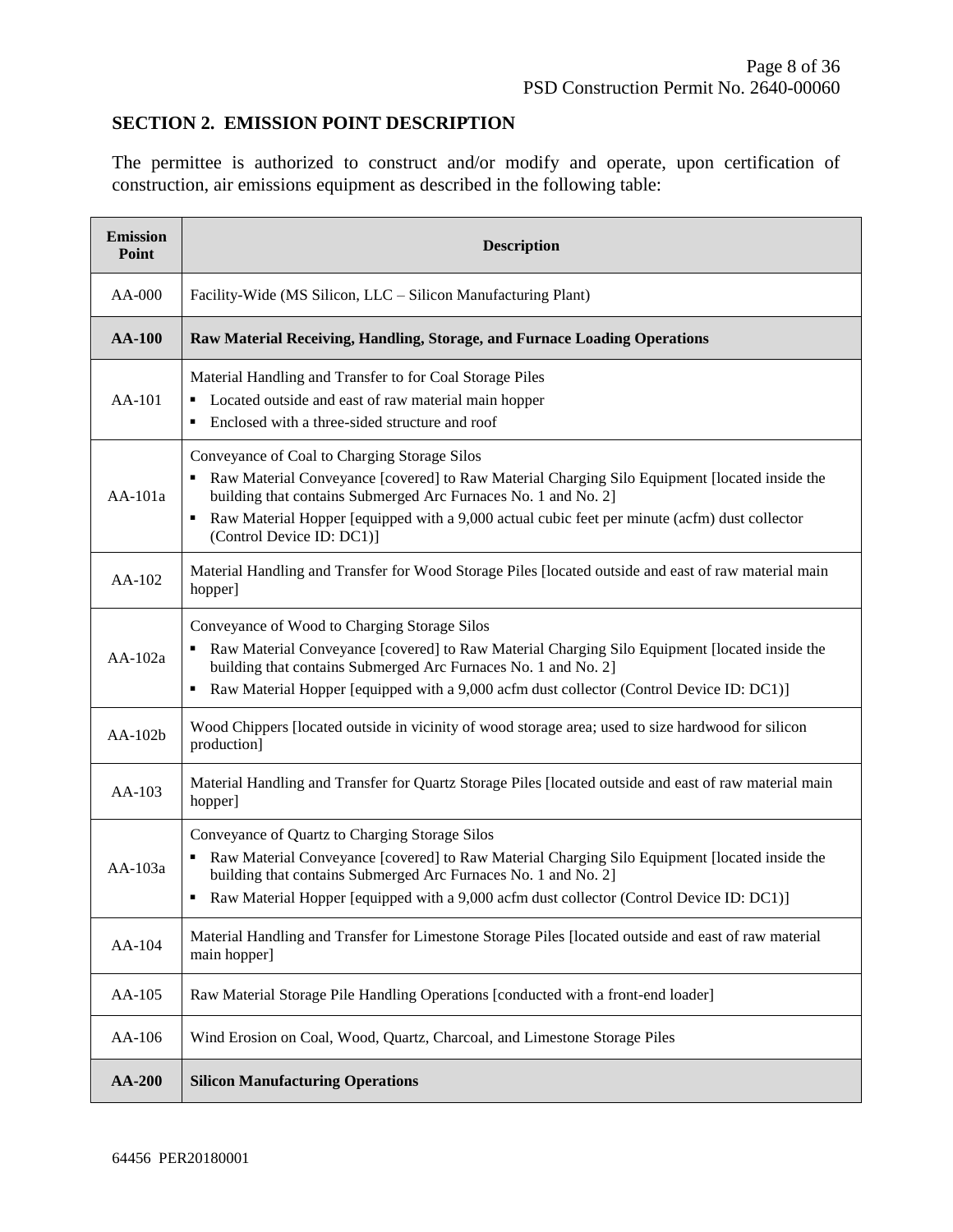## SECTION 2. EMISSION POINT DESCRIPTION

The permittee is authorized to construct and/or modify and operate, upon certification of construction, air emissions equipment as described in the following table:

| Emission Point | Description |
|---|---|
| AA-000 | Facility-Wide (MS Silicon, LLC – Silicon Manufacturing Plant) |
| **AA-100** | **Raw Material Receiving, Handling, Storage, and Furnace Loading Operations** |
| AA-101 | Material Handling and Transfer to for Coal Storage Piles<br>▪ Located outside and east of raw material main hopper<br>▪ Enclosed with a three-sided structure and roof |
| AA-101a | Conveyance of Coal to Charging Storage Silos<br>▪ Raw Material Conveyance [covered] to Raw Material Charging Silo Equipment [located inside the building that contains Submerged Arc Furnaces No. 1 and No. 2]<br>▪ Raw Material Hopper [equipped with a 9,000 actual cubic feet per minute (acfm) dust collector (Control Device ID: DC1)] |
| AA-102 | Material Handling and Transfer for Wood Storage Piles [located outside and east of raw material main hopper] |
| AA-102a | Conveyance of Wood to Charging Storage Silos<br>▪ Raw Material Conveyance [covered] to Raw Material Charging Silo Equipment [located inside the building that contains Submerged Arc Furnaces No. 1 and No. 2]<br>▪ Raw Material Hopper [equipped with a 9,000 acfm dust collector (Control Device ID: DC1)] |
| AA-102b | Wood Chippers [located outside in vicinity of wood storage area; used to size hardwood for silicon production] |
| AA-103 | Material Handling and Transfer for Quartz Storage Piles [located outside and east of raw material main hopper] |
| AA-103a | Conveyance of Quartz to Charging Storage Silos<br>▪ Raw Material Conveyance [covered] to Raw Material Charging Silo Equipment [located inside the building that contains Submerged Arc Furnaces No. 1 and No. 2]<br>▪ Raw Material Hopper [equipped with a 9,000 acfm dust collector (Control Device ID: DC1)] |
| AA-104 | Material Handling and Transfer for Limestone Storage Piles [located outside and east of raw material main hopper] |
| AA-105 | Raw Material Storage Pile Handling Operations [conducted with a front-end loader] |
| AA-106 | Wind Erosion on Coal, Wood, Quartz, Charcoal, and Limestone Storage Piles |
| **AA-200** | **Silicon Manufacturing Operations** |

64456 PER20180001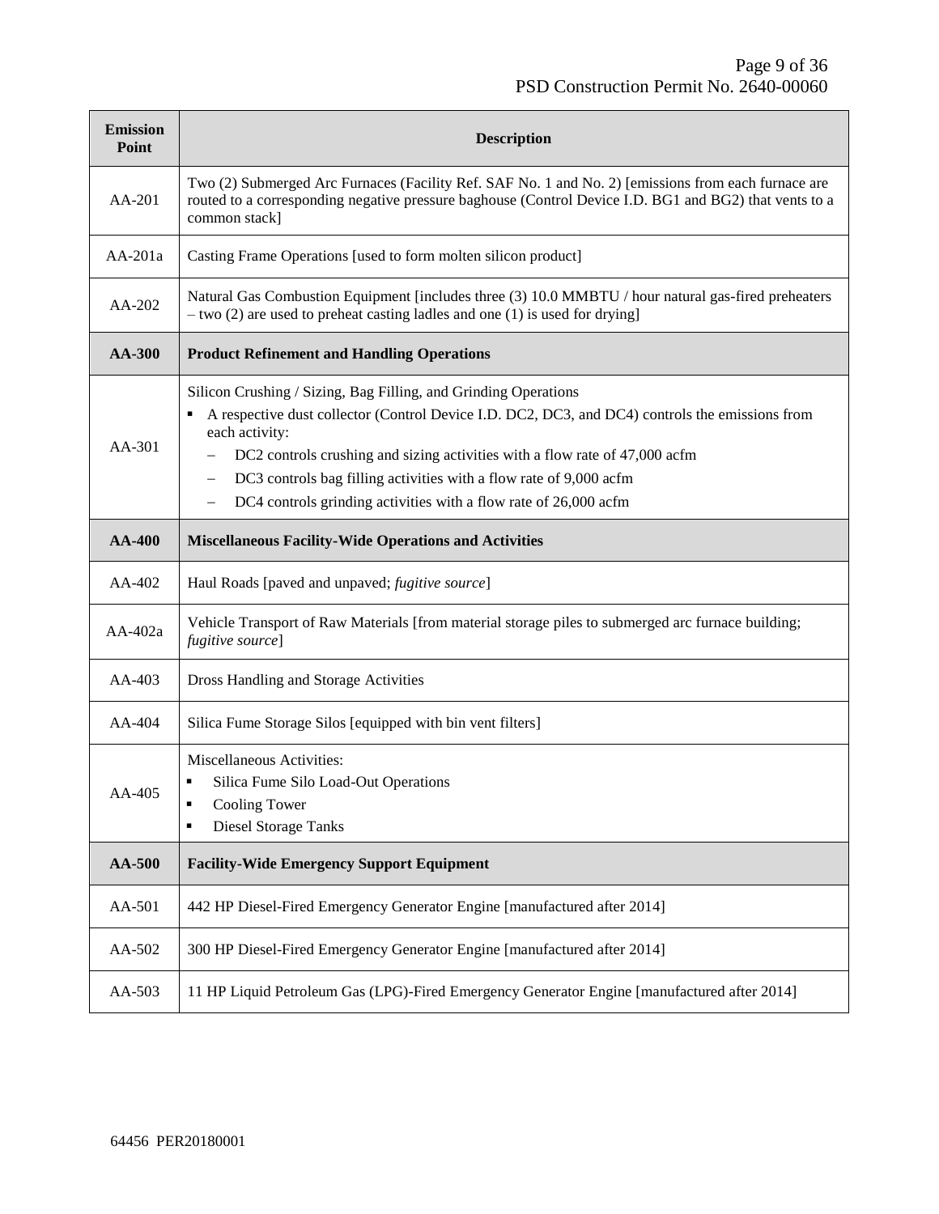| Emission Point | Description |
| --- | --- |
| AA-201 | Two (2) Submerged Arc Furnaces (Facility Ref. SAF No. 1 and No. 2) [emissions from each furnace are routed to a corresponding negative pressure baghouse (Control Device I.D. BG1 and BG2) that vents to a common stack] |
| AA-201a | Casting Frame Operations [used to form molten silicon product] |
| AA-202 | Natural Gas Combustion Equipment [includes three (3) 10.0 MMBTU / hour natural gas-fired preheaters – two (2) are used to preheat casting ladles and one (1) is used for drying] |
| **AA-300** | **Product Refinement and Handling Operations** |
| AA-301 | Silicon Crushing / Sizing, Bag Filling, and Grinding Operations<br>▪ A respective dust collector (Control Device I.D. DC2, DC3, and DC4) controls the emissions from each activity:<br>– DC2 controls crushing and sizing activities with a flow rate of 47,000 acfm<br>– DC3 controls bag filling activities with a flow rate of 9,000 acfm<br>– DC4 controls grinding activities with a flow rate of 26,000 acfm |
| **AA-400** | **Miscellaneous Facility-Wide Operations and Activities** |
| AA-402 | Haul Roads [paved and unpaved; *fugitive source*] |
| AA-402a | Vehicle Transport of Raw Materials [from material storage piles to submerged arc furnace building; *fugitive source*] |
| AA-403 | Dross Handling and Storage Activities |
| AA-404 | Silica Fume Storage Silos [equipped with bin vent filters] |
| AA-405 | Miscellaneous Activities:<br>▪ Silica Fume Silo Load-Out Operations<br>▪ Cooling Tower<br>▪ Diesel Storage Tanks |
| **AA-500** | **Facility-Wide Emergency Support Equipment** |
| AA-501 | 442 HP Diesel-Fired Emergency Generator Engine [manufactured after 2014] |
| AA-502 | 300 HP Diesel-Fired Emergency Generator Engine [manufactured after 2014] |
| AA-503 | 11 HP Liquid Petroleum Gas (LPG)-Fired Emergency Generator Engine [manufactured after 2014] |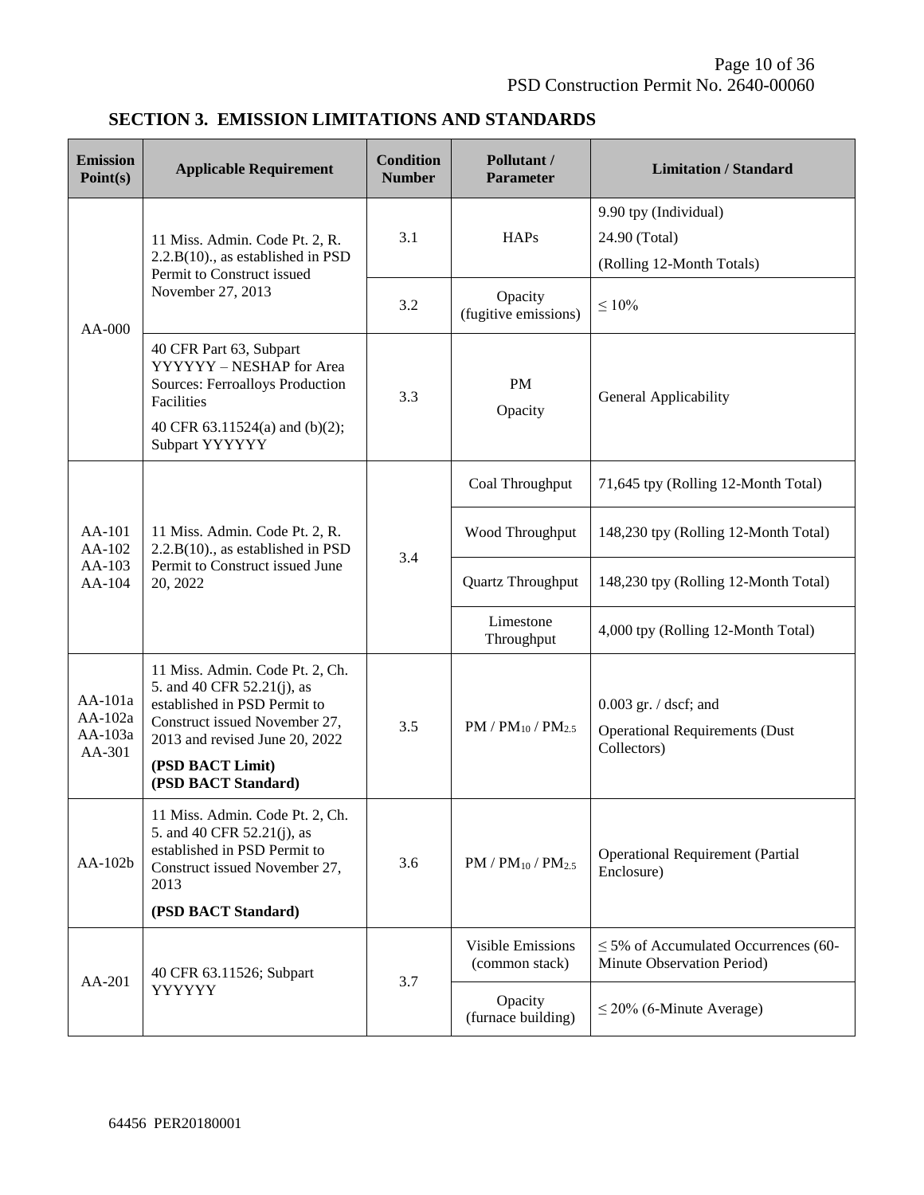## SECTION 3. EMISSION LIMITATIONS AND STANDARDS

| Emission Point(s) | Applicable Requirement | Condition Number | Pollutant / Parameter | Limitation / Standard |
|---|---|---|---|---|
| AA-000 | 11 Miss. Admin. Code Pt. 2, R. 2.2.B(10)., as established in PSD Permit to Construct issued November 27, 2013 | 3.1 | HAPs | 9.90 tpy (Individual)<br>24.90 (Total)<br>(Rolling 12-Month Totals) |
| | | 3.2 | Opacity (fugitive emissions) | ≤ 10% |
| | 40 CFR Part 63, Subpart YYYYYY – NESHAP for Area Sources: Ferroalloys Production Facilities<br>40 CFR 63.11524(a) and (b)(2); Subpart YYYYYY | 3.3 | PM<br>Opacity | General Applicability |
| AA-101<br>AA-102<br>AA-103<br>AA-104 | 11 Miss. Admin. Code Pt. 2, R. 2.2.B(10)., as established in PSD Permit to Construct issued June 20, 2022 | 3.4 | Coal Throughput | 71,645 tpy (Rolling 12-Month Total) |
| | | | Wood Throughput | 148,230 tpy (Rolling 12-Month Total) |
| | | | Quartz Throughput | 148,230 tpy (Rolling 12-Month Total) |
| | | | Limestone Throughput | 4,000 tpy (Rolling 12-Month Total) |
| AA-101a<br>AA-102a<br>AA-103a<br>AA-301 | 11 Miss. Admin. Code Pt. 2, Ch. 5. and 40 CFR 52.21(j), as established in PSD Permit to Construct issued November 27, 2013 and revised June 20, 2022<br>**(PSD BACT Limit)**<br>**(PSD BACT Standard)** | 3.5 | PM / $PM_{10}$ / $PM_{2.5}$ | 0.003 gr. / dscf; and<br>Operational Requirements (Dust Collectors) |
| AA-102b | 11 Miss. Admin. Code Pt. 2, Ch. 5. and 40 CFR 52.21(j), as established in PSD Permit to Construct issued November 27, 2013<br>**(PSD BACT Standard)** | 3.6 | PM / $PM_{10}$ / $PM_{2.5}$ | Operational Requirement (Partial Enclosure) |
| AA-201 | 40 CFR 63.11526; Subpart YYYYYY | 3.7 | Visible Emissions (common stack) | ≤ 5% of Accumulated Occurrences (60-Minute Observation Period) |
| | | | Opacity (furnace building) | ≤ 20% (6-Minute Average) |

64456 PER20180001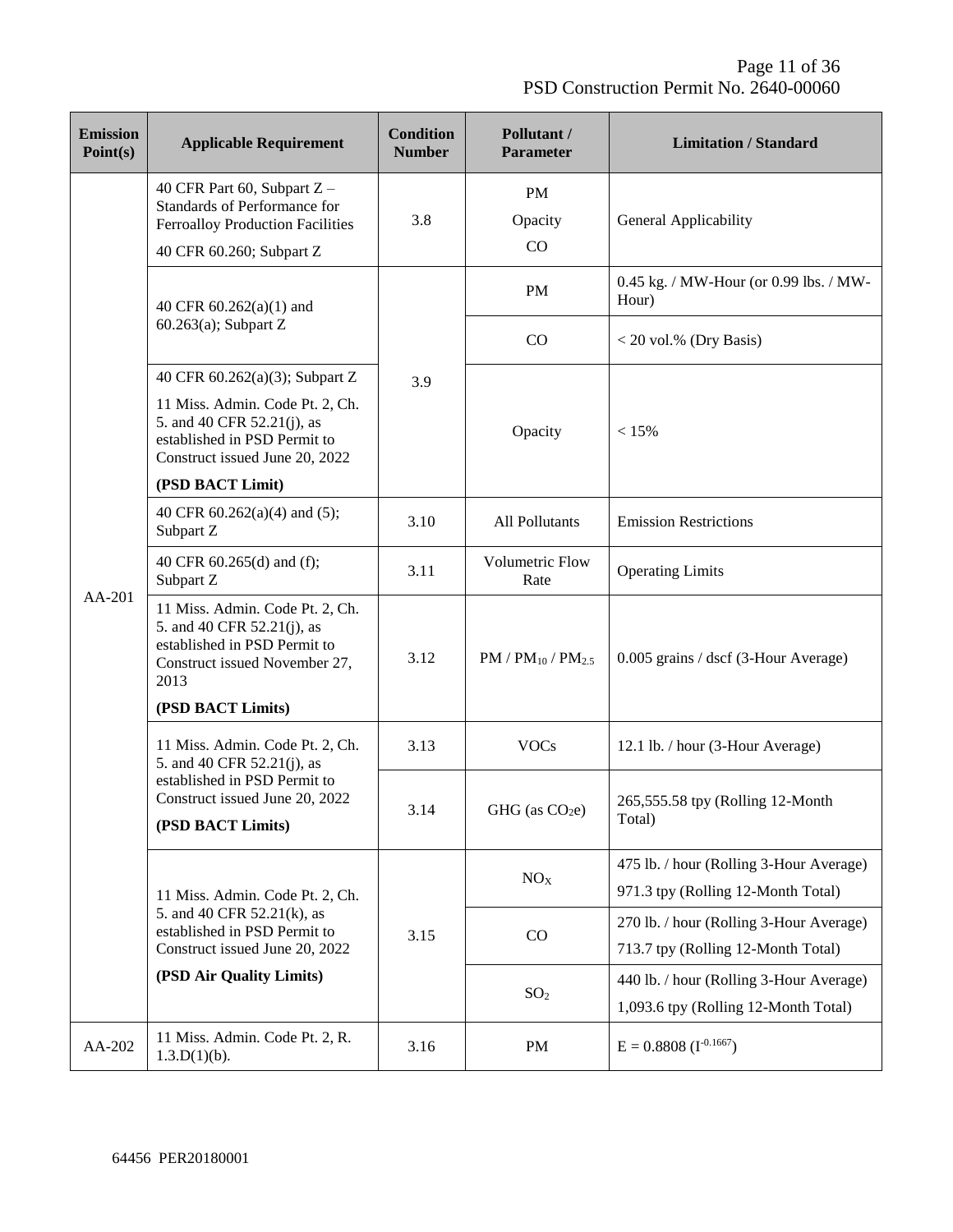| Emission Point(s) | Applicable Requirement | Condition Number | Pollutant / Parameter | Limitation / Standard |
|---|---|---|---|---|
| AA-201 | 40 CFR Part 60, Subpart Z – Standards of Performance for Ferroalloy Production Facilities<br>40 CFR 60.260; Subpart Z | 3.8 | PM<br>Opacity<br>CO | General Applicability |
| | 40 CFR 60.262(a)(1) and 60.263(a); Subpart Z | 3.9 | PM | 0.45 kg. / MW-Hour (or 0.99 lbs. / MW-Hour) |
| | | | CO | < 20 vol.% (Dry Basis) |
| | 40 CFR 60.262(a)(3); Subpart Z<br>11 Miss. Admin. Code Pt. 2, Ch. 5. and 40 CFR 52.21(j), as established in PSD Permit to Construct issued June 20, 2022<br>**(PSD BACT Limit)** | | Opacity | < 15% |
| | 40 CFR 60.262(a)(4) and (5); Subpart Z | 3.10 | All Pollutants | Emission Restrictions |
| | 40 CFR 60.265(d) and (f); Subpart Z | 3.11 | Volumetric Flow Rate | Operating Limits |
| | 11 Miss. Admin. Code Pt. 2, Ch. 5. and 40 CFR 52.21(j), as established in PSD Permit to Construct issued November 27, 2013<br>**(PSD BACT Limits)** | 3.12 | PM / $PM_{10}$ / $PM_{2.5}$ | 0.005 grains / dscf (3-Hour Average) |
| | 11 Miss. Admin. Code Pt. 2, Ch. 5. and 40 CFR 52.21(j), as established in PSD Permit to Construct issued June 20, 2022<br>**(PSD BACT Limits)** | 3.13 | VOCs | 12.1 lb. / hour (3-Hour Average) |
| | | 3.14 | GHG (as $CO_2e$) | 265,555.58 tpy (Rolling 12-Month Total) |
| | 11 Miss. Admin. Code Pt. 2, Ch. 5. and 40 CFR 52.21(k), as established in PSD Permit to Construct issued June 20, 2022<br>**(PSD Air Quality Limits)** | 3.15 | $NO_X$ | 475 lb. / hour (Rolling 3-Hour Average)<br>971.3 tpy (Rolling 12-Month Total) |
| | | | CO | 270 lb. / hour (Rolling 3-Hour Average)<br>713.7 tpy (Rolling 12-Month Total) |
| | | | $SO_2$ | 440 lb. / hour (Rolling 3-Hour Average)<br>1,093.6 tpy (Rolling 12-Month Total) |
| AA-202 | 11 Miss. Admin. Code Pt. 2, R. 1.3.D(1)(b). | 3.16 | PM | $E = 0.8808 (I^{-0.1667})$ |

64456 PER20180001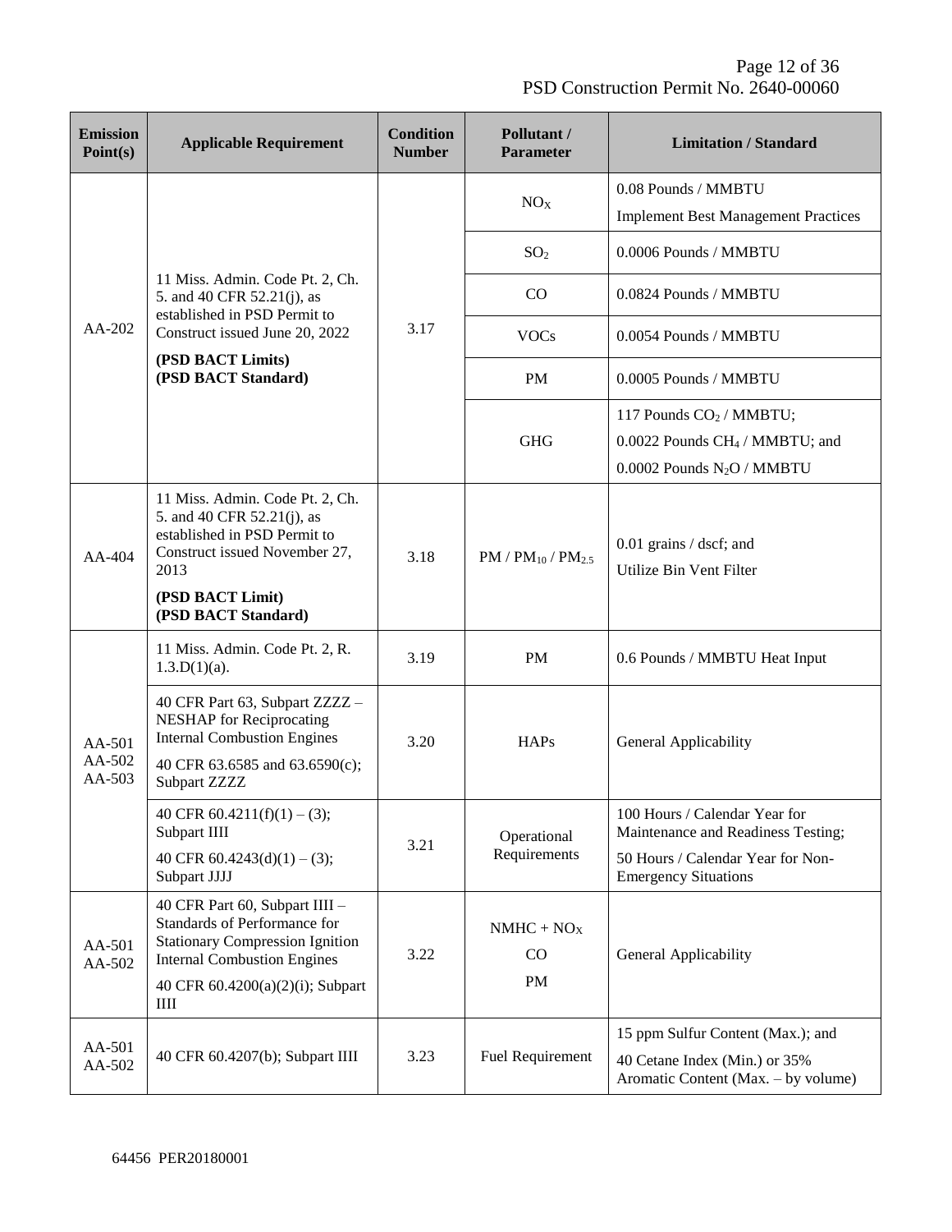| Emission Point(s) | Applicable Requirement | Condition Number | Pollutant / Parameter | Limitation / Standard |
|---|---|---|---|---|
| AA-202 | 11 Miss. Admin. Code Pt. 2, Ch. 5. and 40 CFR 52.21(j), as established in PSD Permit to Construct issued June 20, 2022 **(PSD BACT Limits) (PSD BACT Standard)** | 3.17 | $NO_X$ | 0.08 Pounds / MMBTU<br>Implement Best Management Practices |
| | | | $SO_2$ | 0.0006 Pounds / MMBTU |
| | | | CO | 0.0824 Pounds / MMBTU |
| | | | VOCs | 0.0054 Pounds / MMBTU |
| | | | PM | 0.0005 Pounds / MMBTU |
| | | | GHG | 117 Pounds $CO_2$ / MMBTU;<br>0.0022 Pounds $CH_4$ / MMBTU; and<br>0.0002 Pounds $N_2O$ / MMBTU |
| AA-404 | 11 Miss. Admin. Code Pt. 2, Ch. 5. and 40 CFR 52.21(j), as established in PSD Permit to Construct issued November 27, 2013 **(PSD BACT Limit) (PSD BACT Standard)** | 3.18 | PM / $PM_{10}$ / $PM_{2.5}$ | 0.01 grains / dscf; and<br>Utilize Bin Vent Filter |
| AA-501<br>AA-502<br>AA-503 | 11 Miss. Admin. Code Pt. 2, R. 1.3.D(1)(a). | 3.19 | PM | 0.6 Pounds / MMBTU Heat Input |
| | 40 CFR Part 63, Subpart ZZZZ – NESHAP for Reciprocating Internal Combustion Engines<br>40 CFR 63.6585 and 63.6590(c); Subpart ZZZZ | 3.20 | HAPs | General Applicability |
| | 40 CFR 60.4211(f)(1) – (3); Subpart IIII<br>40 CFR 60.4243(d)(1) – (3); Subpart JJJJ | 3.21 | Operational Requirements | 100 Hours / Calendar Year for Maintenance and Readiness Testing;<br>50 Hours / Calendar Year for Non-Emergency Situations |
| AA-501<br>AA-502 | 40 CFR Part 60, Subpart IIII – Standards of Performance for Stationary Compression Ignition Internal Combustion Engines<br>40 CFR 60.4200(a)(2)(i); Subpart IIII | 3.22 | NMHC + $NO_X$<br>CO<br>PM | General Applicability |
| AA-501<br>AA-502 | 40 CFR 60.4207(b); Subpart IIII | 3.23 | Fuel Requirement | 15 ppm Sulfur Content (Max.); and<br>40 Cetane Index (Min.) or 35% Aromatic Content (Max. – by volume) |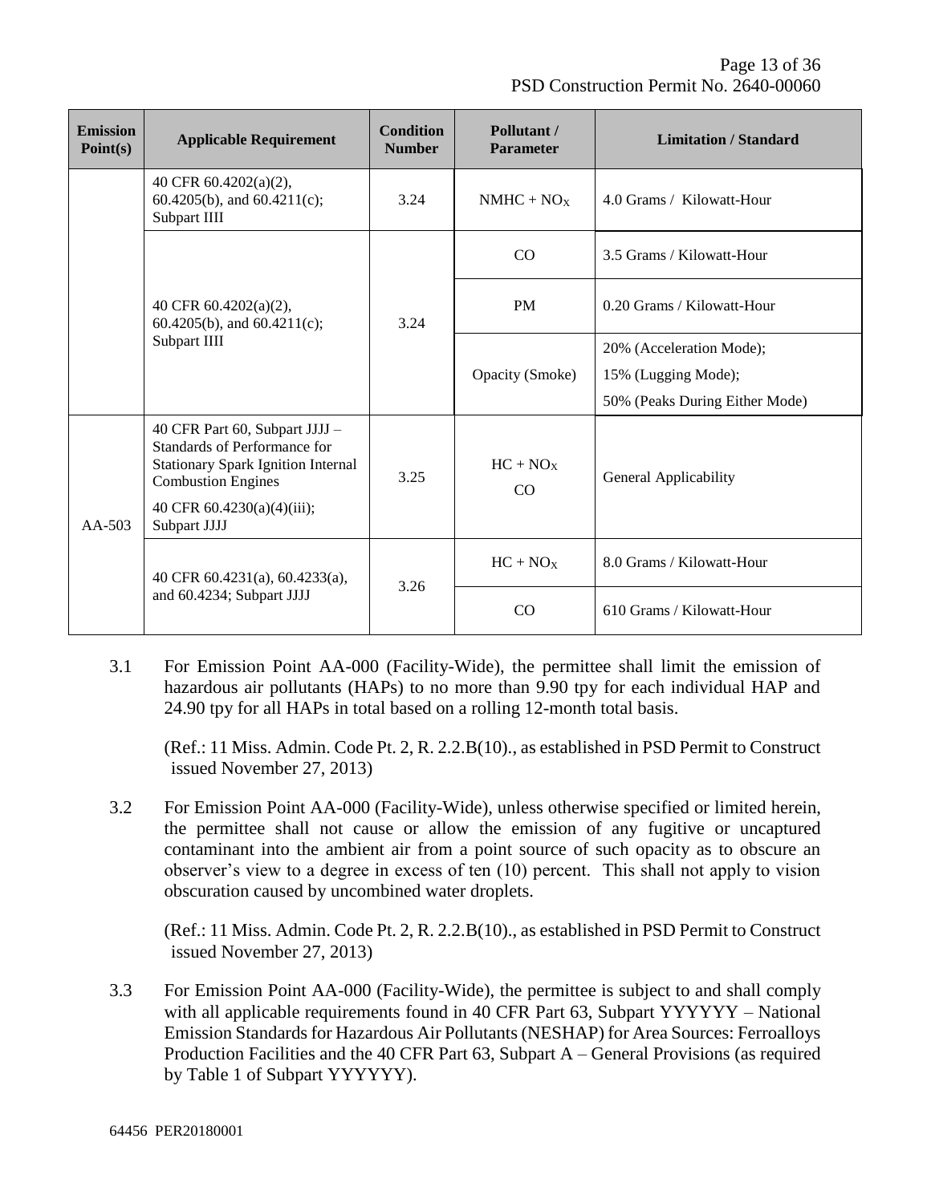| Emission Point(s) | Applicable Requirement | Condition Number | Pollutant / Parameter | Limitation / Standard |
|---|---|---|---|---|
| | 40 CFR 60.4202(a)(2), 60.4205(b), and 60.4211(c); Subpart IIII | 3.24 | $NMHC + NO_X$ | 4.0 Grams / Kilowatt-Hour |
| | 40 CFR 60.4202(a)(2), 60.4205(b), and 60.4211(c); Subpart IIII | 3.24 | CO | 3.5 Grams / Kilowatt-Hour |
| | | | PM | 0.20 Grams / Kilowatt-Hour |
| | | | Opacity (Smoke) | 20% (Acceleration Mode); 15% (Lugging Mode); 50% (Peaks During Either Mode) |
| AA-503 | 40 CFR Part 60, Subpart JJJJ – Standards of Performance for Stationary Spark Ignition Internal Combustion Engines<br>40 CFR 60.4230(a)(4)(iii); Subpart JJJJ | 3.25 | $HC + NO_X$<br>CO | General Applicability |
| | 40 CFR 60.4231(a), 60.4233(a), and 60.4234; Subpart JJJJ | 3.26 | $HC + NO_X$ | 8.0 Grams / Kilowatt-Hour |
| | | | CO | 610 Grams / Kilowatt-Hour |

3.1 For Emission Point AA-000 (Facility-Wide), the permittee shall limit the emission of hazardous air pollutants (HAPs) to no more than 9.90 tpy for each individual HAP and 24.90 tpy for all HAPs in total based on a rolling 12-month total basis.

(Ref.: 11 Miss. Admin. Code Pt. 2, R. 2.2.B(10)., as established in PSD Permit to Construct issued November 27, 2013)

3.2 For Emission Point AA-000 (Facility-Wide), unless otherwise specified or limited herein, the permittee shall not cause or allow the emission of any fugitive or uncaptured contaminant into the ambient air from a point source of such opacity as to obscure an observer's view to a degree in excess of ten (10) percent. This shall not apply to vision obscuration caused by uncombined water droplets.

(Ref.: 11 Miss. Admin. Code Pt. 2, R. 2.2.B(10)., as established in PSD Permit to Construct issued November 27, 2013)

3.3 For Emission Point AA-000 (Facility-Wide), the permittee is subject to and shall comply with all applicable requirements found in 40 CFR Part 63, Subpart YYYYYY – National Emission Standards for Hazardous Air Pollutants (NESHAP) for Area Sources: Ferroalloys Production Facilities and the 40 CFR Part 63, Subpart A – General Provisions (as required by Table 1 of Subpart YYYYYY).

64456 PER20180001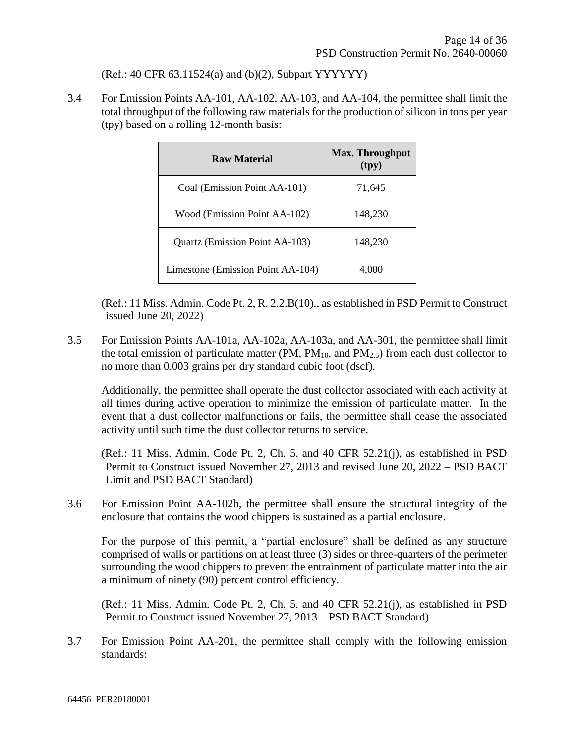(Ref.: 40 CFR 63.11524(a) and (b)(2), Subpart YYYYYY)

3.4 For Emission Points AA-101, AA-102, AA-103, and AA-104, the permittee shall limit the total throughput of the following raw materials for the production of silicon in tons per year (tpy) based on a rolling 12-month basis:

| Raw Material | Max. Throughput (tpy) |
|---|---|
| Coal (Emission Point AA-101) | 71,645 |
| Wood (Emission Point AA-102) | 148,230 |
| Quartz (Emission Point AA-103) | 148,230 |
| Limestone (Emission Point AA-104) | 4,000 |

(Ref.: 11 Miss. Admin. Code Pt. 2, R. 2.2.B(10)., as established in PSD Permit to Construct issued June 20, 2022)

3.5 For Emission Points AA-101a, AA-102a, AA-103a, and AA-301, the permittee shall limit the total emission of particulate matter (PM, $PM_{10}$, and $PM_{2.5}$) from each dust collector to no more than 0.003 grains per dry standard cubic foot (dscf).

Additionally, the permittee shall operate the dust collector associated with each activity at all times during active operation to minimize the emission of particulate matter. In the event that a dust collector malfunctions or fails, the permittee shall cease the associated activity until such time the dust collector returns to service.

(Ref.: 11 Miss. Admin. Code Pt. 2, Ch. 5. and 40 CFR 52.21(j), as established in PSD Permit to Construct issued November 27, 2013 and revised June 20, 2022 – PSD BACT Limit and PSD BACT Standard)

3.6 For Emission Point AA-102b, the permittee shall ensure the structural integrity of the enclosure that contains the wood chippers is sustained as a partial enclosure.

For the purpose of this permit, a "partial enclosure" shall be defined as any structure comprised of walls or partitions on at least three (3) sides or three-quarters of the perimeter surrounding the wood chippers to prevent the entrainment of particulate matter into the air a minimum of ninety (90) percent control efficiency.

(Ref.: 11 Miss. Admin. Code Pt. 2, Ch. 5. and 40 CFR 52.21(j), as established in PSD Permit to Construct issued November 27, 2013 – PSD BACT Standard)

3.7 For Emission Point AA-201, the permittee shall comply with the following emission standards: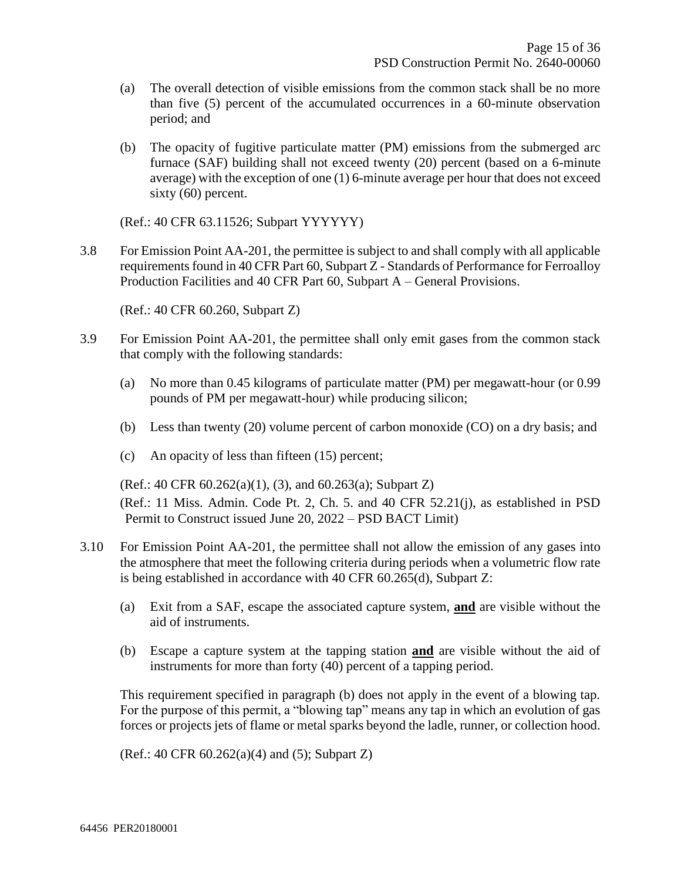(a) The overall detection of visible emissions from the common stack shall be no more than five (5) percent of the accumulated occurrences in a 60-minute observation period; and

(b) The opacity of fugitive particulate matter (PM) emissions from the submerged arc furnace (SAF) building shall not exceed twenty (20) percent (based on a 6-minute average) with the exception of one (1) 6-minute average per hour that does not exceed sixty (60) percent.

(Ref.: 40 CFR 63.11526; Subpart YYYYYY)

3.8 For Emission Point AA-201, the permittee is subject to and shall comply with all applicable requirements found in 40 CFR Part 60, Subpart Z - Standards of Performance for Ferroalloy Production Facilities and 40 CFR Part 60, Subpart A – General Provisions.

(Ref.: 40 CFR 60.260, Subpart Z)

3.9 For Emission Point AA-201, the permittee shall only emit gases from the common stack that comply with the following standards:

(a) No more than 0.45 kilograms of particulate matter (PM) per megawatt-hour (or 0.99 pounds of PM per megawatt-hour) while producing silicon;

(b) Less than twenty (20) volume percent of carbon monoxide (CO) on a dry basis; and

(c) An opacity of less than fifteen (15) percent;

(Ref.: 40 CFR 60.262(a)(1), (3), and 60.263(a); Subpart Z)
(Ref.: 11 Miss. Admin. Code Pt. 2, Ch. 5. and 40 CFR 52.21(j), as established in PSD Permit to Construct issued June 20, 2022 – PSD BACT Limit)

3.10 For Emission Point AA-201, the permittee shall not allow the emission of any gases into the atmosphere that meet the following criteria during periods when a volumetric flow rate is being established in accordance with 40 CFR 60.265(d), Subpart Z:

(a) Exit from a SAF, escape the associated capture system, **and** are visible without the aid of instruments.

(b) Escape a capture system at the tapping station **and** are visible without the aid of instruments for more than forty (40) percent of a tapping period.

This requirement specified in paragraph (b) does not apply in the event of a blowing tap. For the purpose of this permit, a "blowing tap" means any tap in which an evolution of gas forces or projects jets of flame or metal sparks beyond the ladle, runner, or collection hood.

(Ref.: 40 CFR 60.262(a)(4) and (5); Subpart Z)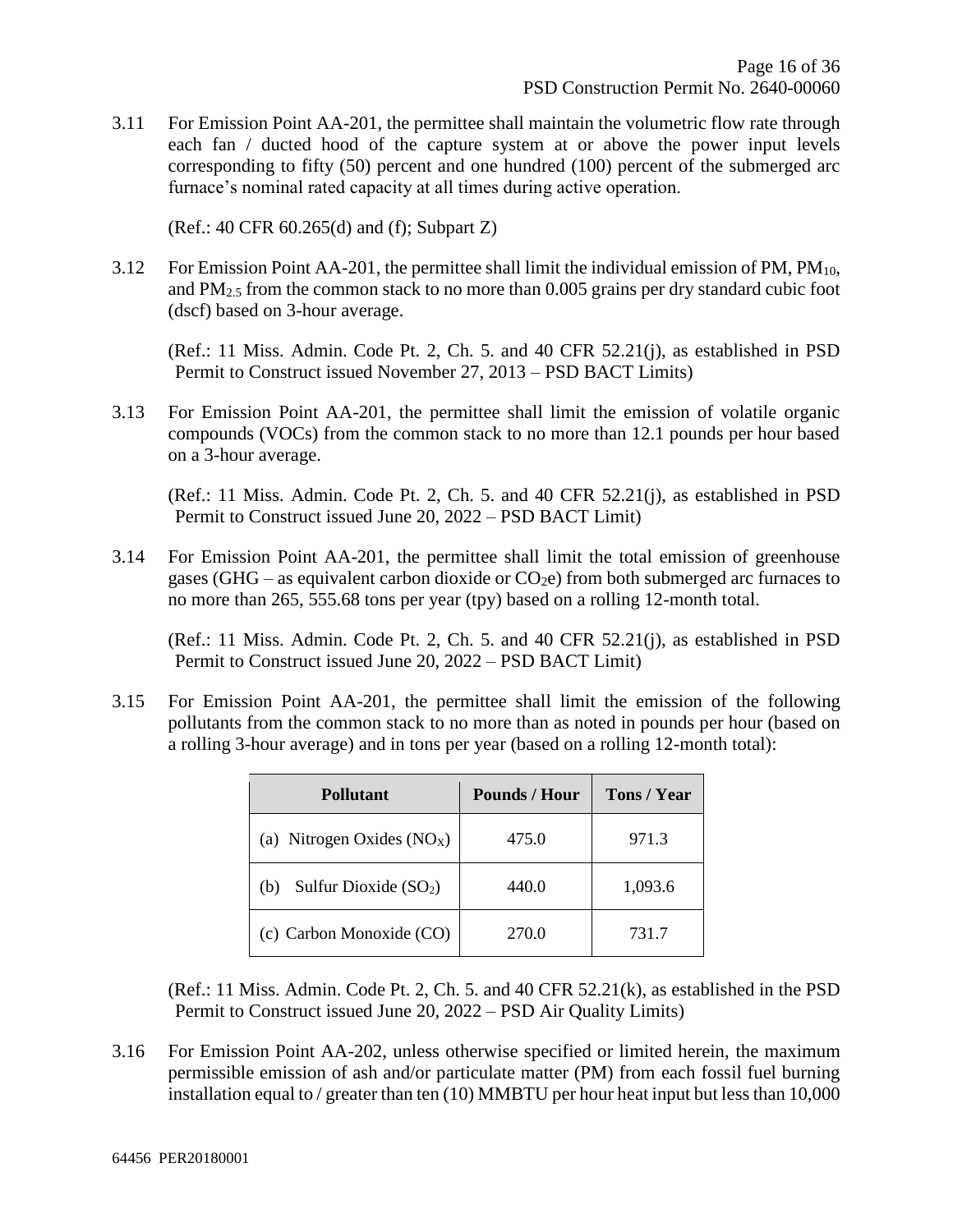3.11 For Emission Point AA-201, the permittee shall maintain the volumetric flow rate through each fan / ducted hood of the capture system at or above the power input levels corresponding to fifty (50) percent and one hundred (100) percent of the submerged arc furnace's nominal rated capacity at all times during active operation.

(Ref.: 40 CFR 60.265(d) and (f); Subpart Z)

3.12 For Emission Point AA-201, the permittee shall limit the individual emission of PM, $PM_{10}$, and $PM_{2.5}$ from the common stack to no more than 0.005 grains per dry standard cubic foot (dscf) based on 3-hour average.

(Ref.: 11 Miss. Admin. Code Pt. 2, Ch. 5. and 40 CFR 52.21(j), as established in PSD Permit to Construct issued November 27, 2013 – PSD BACT Limits)

3.13 For Emission Point AA-201, the permittee shall limit the emission of volatile organic compounds (VOCs) from the common stack to no more than 12.1 pounds per hour based on a 3-hour average.

(Ref.: 11 Miss. Admin. Code Pt. 2, Ch. 5. and 40 CFR 52.21(j), as established in PSD Permit to Construct issued June 20, 2022 – PSD BACT Limit)

3.14 For Emission Point AA-201, the permittee shall limit the total emission of greenhouse gases (GHG – as equivalent carbon dioxide or $CO_2e$) from both submerged arc furnaces to no more than 265, 555.68 tons per year (tpy) based on a rolling 12-month total.

(Ref.: 11 Miss. Admin. Code Pt. 2, Ch. 5. and 40 CFR 52.21(j), as established in PSD Permit to Construct issued June 20, 2022 – PSD BACT Limit)

3.15 For Emission Point AA-201, the permittee shall limit the emission of the following pollutants from the common stack to no more than as noted in pounds per hour (based on a rolling 3-hour average) and in tons per year (based on a rolling 12-month total):

| Pollutant | Pounds / Hour | Tons / Year |
|---|---|---|
| (a) Nitrogen Oxides ($NO_X$) | 475.0 | 971.3 |
| (b) Sulfur Dioxide ($SO_2$) | 440.0 | 1,093.6 |
| (c) Carbon Monoxide (CO) | 270.0 | 731.7 |

(Ref.: 11 Miss. Admin. Code Pt. 2, Ch. 5. and 40 CFR 52.21(k), as established in the PSD Permit to Construct issued June 20, 2022 – PSD Air Quality Limits)

3.16 For Emission Point AA-202, unless otherwise specified or limited herein, the maximum permissible emission of ash and/or particulate matter (PM) from each fossil fuel burning installation equal to / greater than ten (10) MMBTU per hour heat input but less than 10,000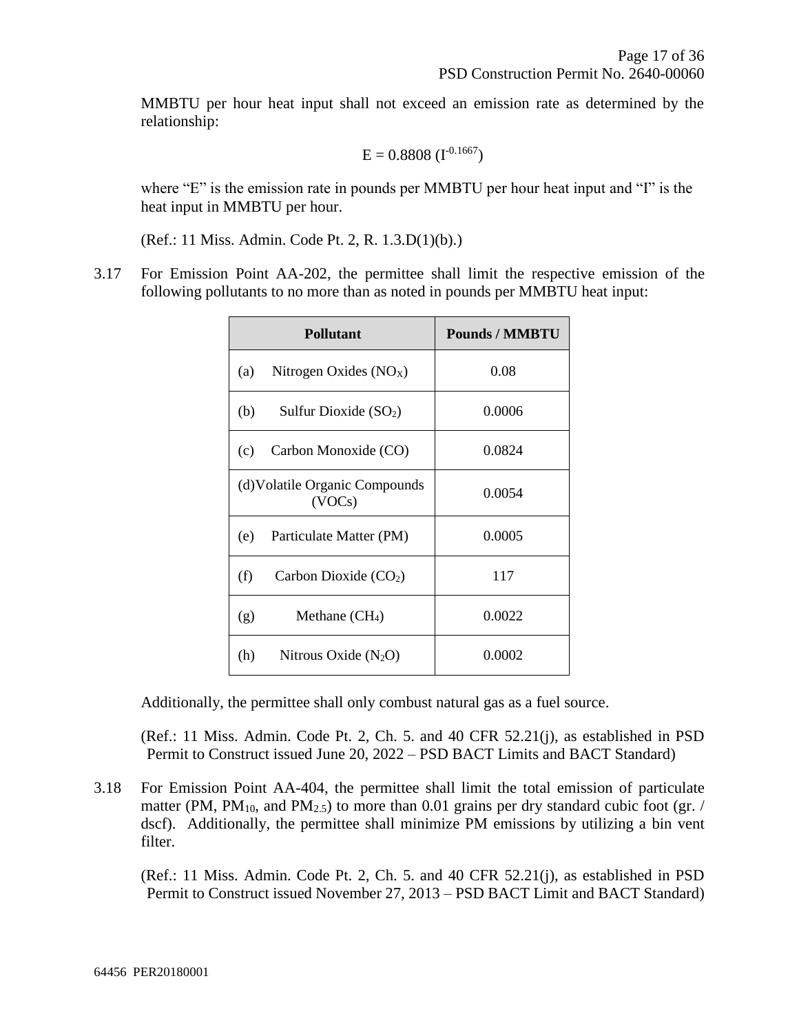MMBTU per hour heat input shall not exceed an emission rate as determined by the relationship:

$$E = 0.8808 (I^{-0.1667})$$

where "E" is the emission rate in pounds per MMBTU per hour heat input and "I" is the heat input in MMBTU per hour.

(Ref.: 11 Miss. Admin. Code Pt. 2, R. 1.3.D(1)(b).)

3.17 For Emission Point AA-202, the permittee shall limit the respective emission of the following pollutants to no more than as noted in pounds per MMBTU heat input:

| Pollutant | Pounds / MMBTU |
|---|---|
| (a) Nitrogen Oxides ($NO_X$) | 0.08 |
| (b) Sulfur Dioxide ($SO_2$) | 0.0006 |
| (c) Carbon Monoxide (CO) | 0.0824 |
| (d) Volatile Organic Compounds (VOCs) | 0.0054 |
| (e) Particulate Matter (PM) | 0.0005 |
| (f) Carbon Dioxide ($CO_2$) | 117 |
| (g) Methane ($CH_4$) | 0.0022 |
| (h) Nitrous Oxide ($N_2O$) | 0.0002 |

Additionally, the permittee shall only combust natural gas as a fuel source.

(Ref.: 11 Miss. Admin. Code Pt. 2, Ch. 5. and 40 CFR 52.21(j), as established in PSD Permit to Construct issued June 20, 2022 – PSD BACT Limits and BACT Standard)

3.18 For Emission Point AA-404, the permittee shall limit the total emission of particulate matter (PM, $PM_{10}$, and $PM_{2.5}$) to more than 0.01 grains per dry standard cubic foot (gr. / dscf). Additionally, the permittee shall minimize PM emissions by utilizing a bin vent filter.

(Ref.: 11 Miss. Admin. Code Pt. 2, Ch. 5. and 40 CFR 52.21(j), as established in PSD Permit to Construct issued November 27, 2013 – PSD BACT Limit and BACT Standard)

64456 PER20180001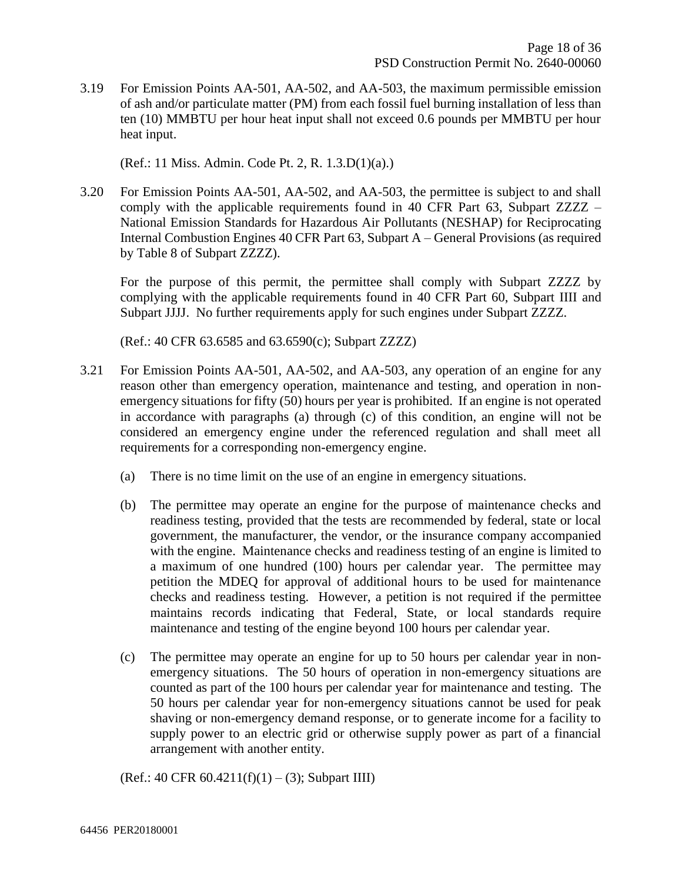3.19 For Emission Points AA-501, AA-502, and AA-503, the maximum permissible emission of ash and/or particulate matter (PM) from each fossil fuel burning installation of less than ten (10) MMBTU per hour heat input shall not exceed 0.6 pounds per MMBTU per hour heat input.

(Ref.: 11 Miss. Admin. Code Pt. 2, R. 1.3.D(1)(a).)

3.20 For Emission Points AA-501, AA-502, and AA-503, the permittee is subject to and shall comply with the applicable requirements found in 40 CFR Part 63, Subpart ZZZZ – National Emission Standards for Hazardous Air Pollutants (NESHAP) for Reciprocating Internal Combustion Engines 40 CFR Part 63, Subpart A – General Provisions (as required by Table 8 of Subpart ZZZZ).

For the purpose of this permit, the permittee shall comply with Subpart ZZZZ by complying with the applicable requirements found in 40 CFR Part 60, Subpart IIII and Subpart JJJJ. No further requirements apply for such engines under Subpart ZZZZ.

(Ref.: 40 CFR 63.6585 and 63.6590(c); Subpart ZZZZ)

3.21 For Emission Points AA-501, AA-502, and AA-503, any operation of an engine for any reason other than emergency operation, maintenance and testing, and operation in non-emergency situations for fifty (50) hours per year is prohibited. If an engine is not operated in accordance with paragraphs (a) through (c) of this condition, an engine will not be considered an emergency engine under the referenced regulation and shall meet all requirements for a corresponding non-emergency engine.

(a) There is no time limit on the use of an engine in emergency situations.

(b) The permittee may operate an engine for the purpose of maintenance checks and readiness testing, provided that the tests are recommended by federal, state or local government, the manufacturer, the vendor, or the insurance company accompanied with the engine. Maintenance checks and readiness testing of an engine is limited to a maximum of one hundred (100) hours per calendar year. The permittee may petition the MDEQ for approval of additional hours to be used for maintenance checks and readiness testing. However, a petition is not required if the permittee maintains records indicating that Federal, State, or local standards require maintenance and testing of the engine beyond 100 hours per calendar year.

(c) The permittee may operate an engine for up to 50 hours per calendar year in non-emergency situations. The 50 hours of operation in non-emergency situations are counted as part of the 100 hours per calendar year for maintenance and testing. The 50 hours per calendar year for non-emergency situations cannot be used for peak shaving or non-emergency demand response, or to generate income for a facility to supply power to an electric grid or otherwise supply power as part of a financial arrangement with another entity.

(Ref.: 40 CFR 60.4211(f)(1) – (3); Subpart IIII)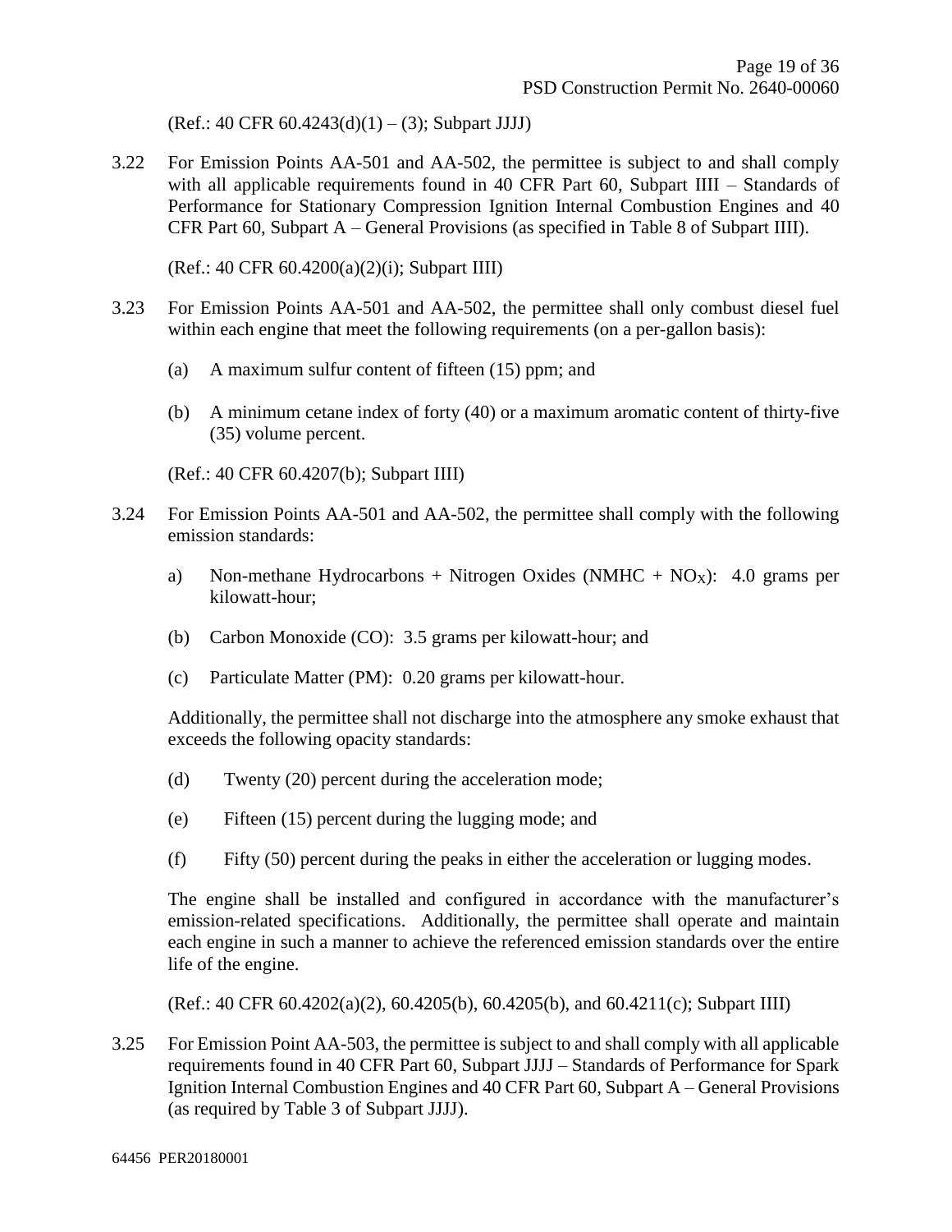(Ref.: 40 CFR 60.4243(d)(1) – (3); Subpart JJJJ)

3.22 For Emission Points AA-501 and AA-502, the permittee is subject to and shall comply with all applicable requirements found in 40 CFR Part 60, Subpart IIII – Standards of Performance for Stationary Compression Ignition Internal Combustion Engines and 40 CFR Part 60, Subpart A – General Provisions (as specified in Table 8 of Subpart IIII).

(Ref.: 40 CFR 60.4200(a)(2)(i); Subpart IIII)

3.23 For Emission Points AA-501 and AA-502, the permittee shall only combust diesel fuel within each engine that meet the following requirements (on a per-gallon basis):

(a) A maximum sulfur content of fifteen (15) ppm; and

(b) A minimum cetane index of forty (40) or a maximum aromatic content of thirty-five (35) volume percent.

(Ref.: 40 CFR 60.4207(b); Subpart IIII)

3.24 For Emission Points AA-501 and AA-502, the permittee shall comply with the following emission standards:

a) Non-methane Hydrocarbons + Nitrogen Oxides (NMHC + $NO_X$): 4.0 grams per kilowatt-hour;

(b) Carbon Monoxide (CO): 3.5 grams per kilowatt-hour; and

(c) Particulate Matter (PM): 0.20 grams per kilowatt-hour.

Additionally, the permittee shall not discharge into the atmosphere any smoke exhaust that exceeds the following opacity standards:

(d) Twenty (20) percent during the acceleration mode;

(e) Fifteen (15) percent during the lugging mode; and

(f) Fifty (50) percent during the peaks in either the acceleration or lugging modes.

The engine shall be installed and configured in accordance with the manufacturer's emission-related specifications. Additionally, the permittee shall operate and maintain each engine in such a manner to achieve the referenced emission standards over the entire life of the engine.

(Ref.: 40 CFR 60.4202(a)(2), 60.4205(b), 60.4205(b), and 60.4211(c); Subpart IIII)

3.25 For Emission Point AA-503, the permittee is subject to and shall comply with all applicable requirements found in 40 CFR Part 60, Subpart JJJJ – Standards of Performance for Spark Ignition Internal Combustion Engines and 40 CFR Part 60, Subpart A – General Provisions (as required by Table 3 of Subpart JJJJ).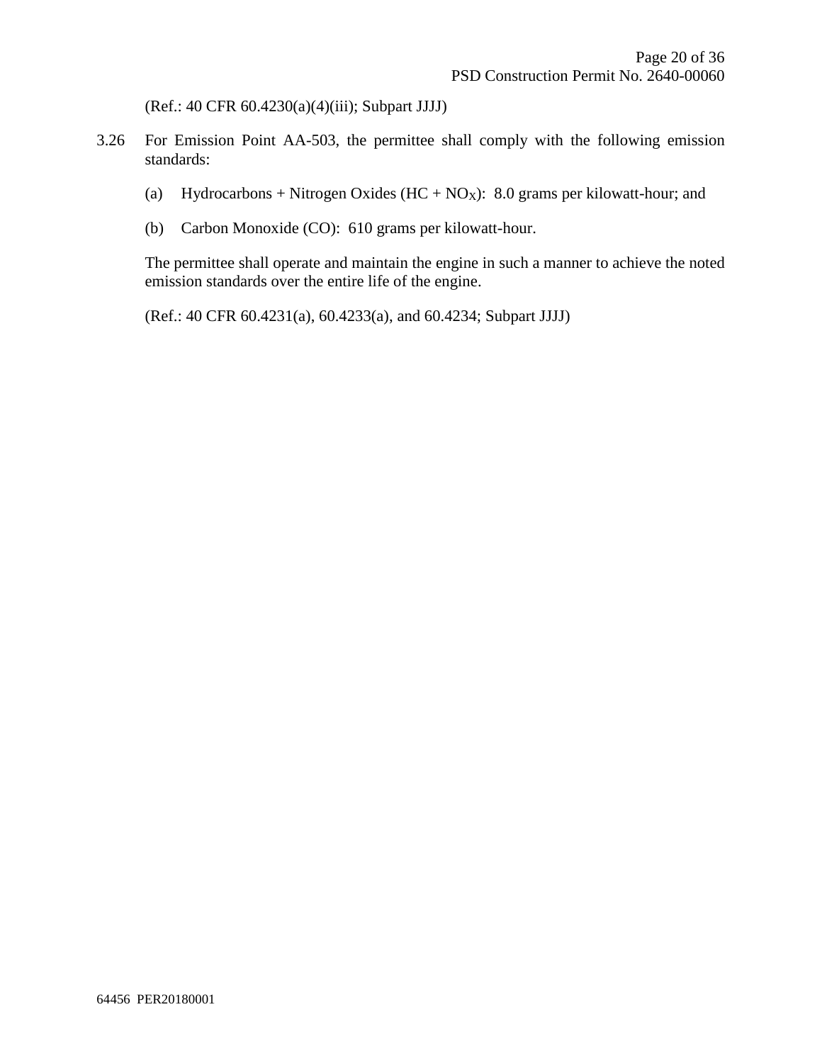(Ref.: 40 CFR 60.4230(a)(4)(iii); Subpart JJJJ)

3.26 For Emission Point AA-503, the permittee shall comply with the following emission standards:

(a) Hydrocarbons + Nitrogen Oxides ($HC + NO_X$): 8.0 grams per kilowatt-hour; and

(b) Carbon Monoxide (CO): 610 grams per kilowatt-hour.

The permittee shall operate and maintain the engine in such a manner to achieve the noted emission standards over the entire life of the engine.

(Ref.: 40 CFR 60.4231(a), 60.4233(a), and 60.4234; Subpart JJJJ)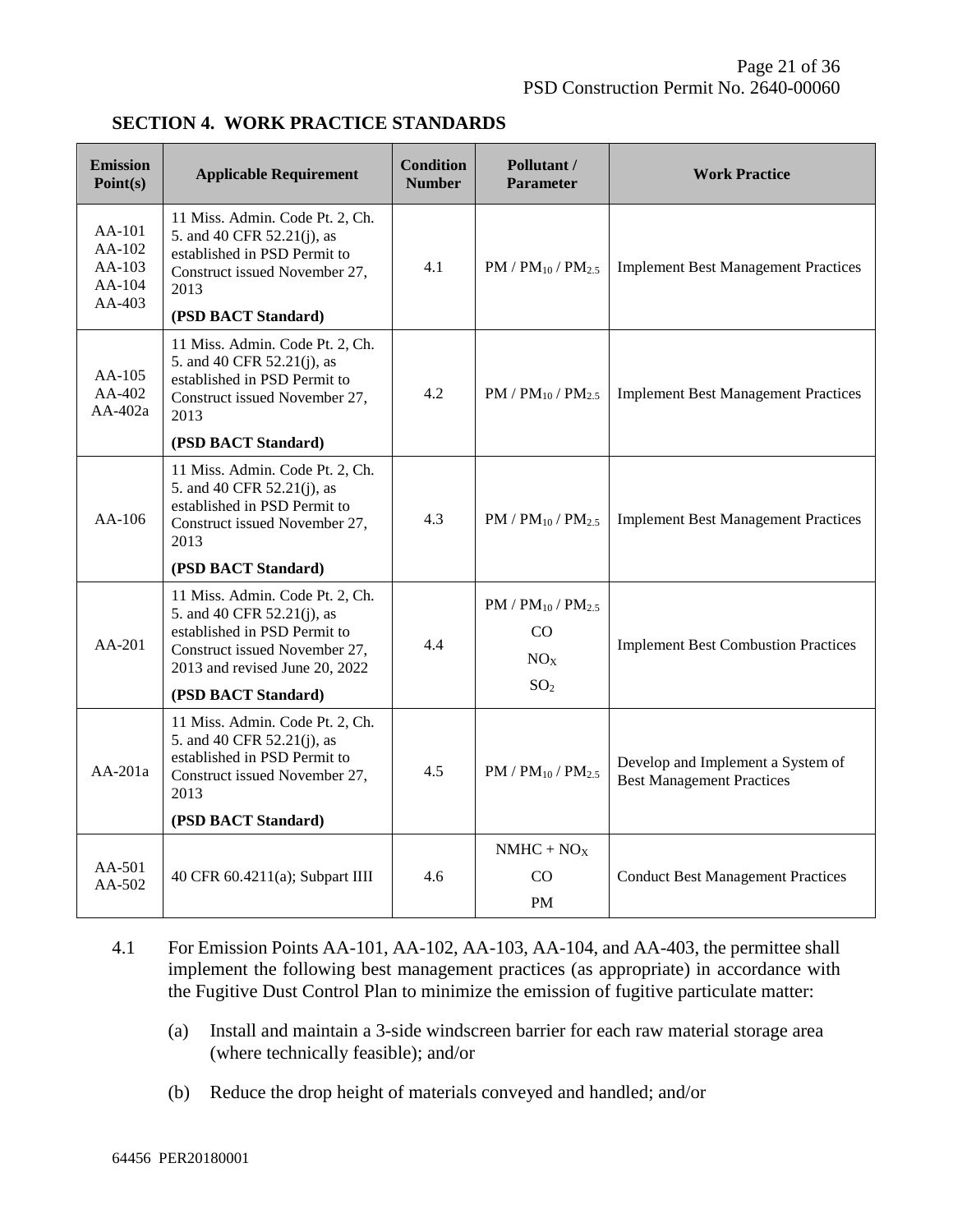## SECTION 4. WORK PRACTICE STANDARDS

| Emission Point(s) | Applicable Requirement | Condition Number | Pollutant / Parameter | Work Practice |
|---|---|---|---|---|
| AA-101<br>AA-102<br>AA-103<br>AA-104<br>AA-403 | 11 Miss. Admin. Code Pt. 2, Ch. 5. and 40 CFR 52.21(j), as established in PSD Permit to Construct issued November 27, 2013<br>**(PSD BACT Standard)** | 4.1 | PM / $PM_{10}$ / $PM_{2.5}$ | Implement Best Management Practices |
| AA-105<br>AA-402<br>AA-402a | 11 Miss. Admin. Code Pt. 2, Ch. 5. and 40 CFR 52.21(j), as established in PSD Permit to Construct issued November 27, 2013<br>**(PSD BACT Standard)** | 4.2 | PM / $PM_{10}$ / $PM_{2.5}$ | Implement Best Management Practices |
| AA-106 | 11 Miss. Admin. Code Pt. 2, Ch. 5. and 40 CFR 52.21(j), as established in PSD Permit to Construct issued November 27, 2013<br>**(PSD BACT Standard)** | 4.3 | PM / $PM_{10}$ / $PM_{2.5}$ | Implement Best Management Practices |
| AA-201 | 11 Miss. Admin. Code Pt. 2, Ch. 5. and 40 CFR 52.21(j), as established in PSD Permit to Construct issued November 27, 2013 and revised June 20, 2022<br>**(PSD BACT Standard)** | 4.4 | PM / $PM_{10}$ / $PM_{2.5}$<br>CO<br>$NO_X$<br>$SO_2$ | Implement Best Combustion Practices |
| AA-201a | 11 Miss. Admin. Code Pt. 2, Ch. 5. and 40 CFR 52.21(j), as established in PSD Permit to Construct issued November 27, 2013<br>**(PSD BACT Standard)** | 4.5 | PM / $PM_{10}$ / $PM_{2.5}$ | Develop and Implement a System of Best Management Practices |
| AA-501<br>AA-502 | 40 CFR 60.4211(a); Subpart IIII | 4.6 | NMHC + $NO_X$<br>CO<br>PM | Conduct Best Management Practices |

4.1 For Emission Points AA-101, AA-102, AA-103, AA-104, and AA-403, the permittee shall implement the following best management practices (as appropriate) in accordance with the Fugitive Dust Control Plan to minimize the emission of fugitive particulate matter:

(a) Install and maintain a 3-side windscreen barrier for each raw material storage area (where technically feasible); and/or

(b) Reduce the drop height of materials conveyed and handled; and/or

64456 PER20180001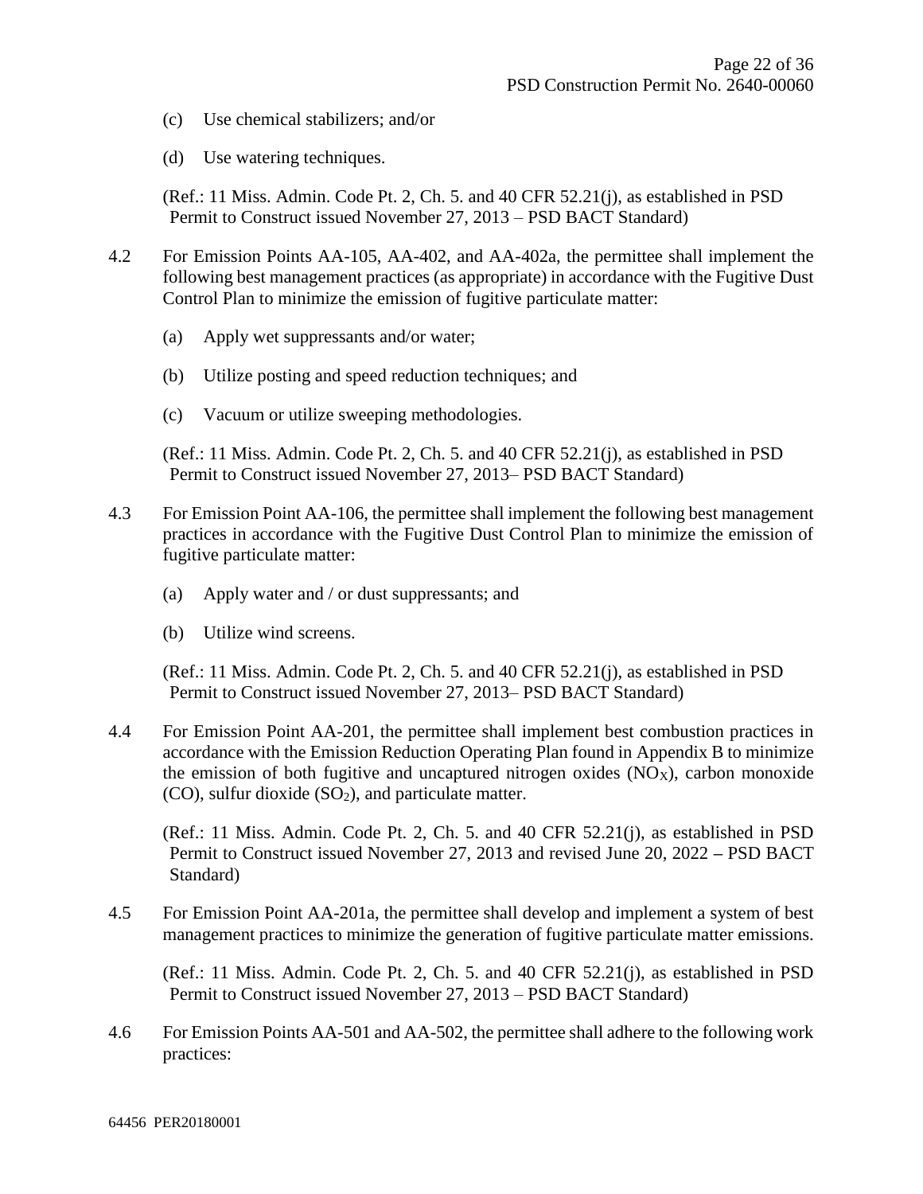(c) Use chemical stabilizers; and/or

(d) Use watering techniques.

(Ref.: 11 Miss. Admin. Code Pt. 2, Ch. 5. and 40 CFR 52.21(j), as established in PSD Permit to Construct issued November 27, 2013 – PSD BACT Standard)

4.2 For Emission Points AA-105, AA-402, and AA-402a, the permittee shall implement the following best management practices (as appropriate) in accordance with the Fugitive Dust Control Plan to minimize the emission of fugitive particulate matter:

(a) Apply wet suppressants and/or water;

(b) Utilize posting and speed reduction techniques; and

(c) Vacuum or utilize sweeping methodologies.

(Ref.: 11 Miss. Admin. Code Pt. 2, Ch. 5. and 40 CFR 52.21(j), as established in PSD Permit to Construct issued November 27, 2013– PSD BACT Standard)

4.3 For Emission Point AA-106, the permittee shall implement the following best management practices in accordance with the Fugitive Dust Control Plan to minimize the emission of fugitive particulate matter:

(a) Apply water and / or dust suppressants; and

(b) Utilize wind screens.

(Ref.: 11 Miss. Admin. Code Pt. 2, Ch. 5. and 40 CFR 52.21(j), as established in PSD Permit to Construct issued November 27, 2013– PSD BACT Standard)

4.4 For Emission Point AA-201, the permittee shall implement best combustion practices in accordance with the Emission Reduction Operating Plan found in Appendix B to minimize the emission of both fugitive and uncaptured nitrogen oxides ($NO_X$), carbon monoxide (CO), sulfur dioxide ($SO_2$), and particulate matter.

(Ref.: 11 Miss. Admin. Code Pt. 2, Ch. 5. and 40 CFR 52.21(j), as established in PSD Permit to Construct issued November 27, 2013 and revised June 20, 2022 **–** PSD BACT Standard)

4.5 For Emission Point AA-201a, the permittee shall develop and implement a system of best management practices to minimize the generation of fugitive particulate matter emissions.

(Ref.: 11 Miss. Admin. Code Pt. 2, Ch. 5. and 40 CFR 52.21(j), as established in PSD Permit to Construct issued November 27, 2013 – PSD BACT Standard)

4.6 For Emission Points AA-501 and AA-502, the permittee shall adhere to the following work practices: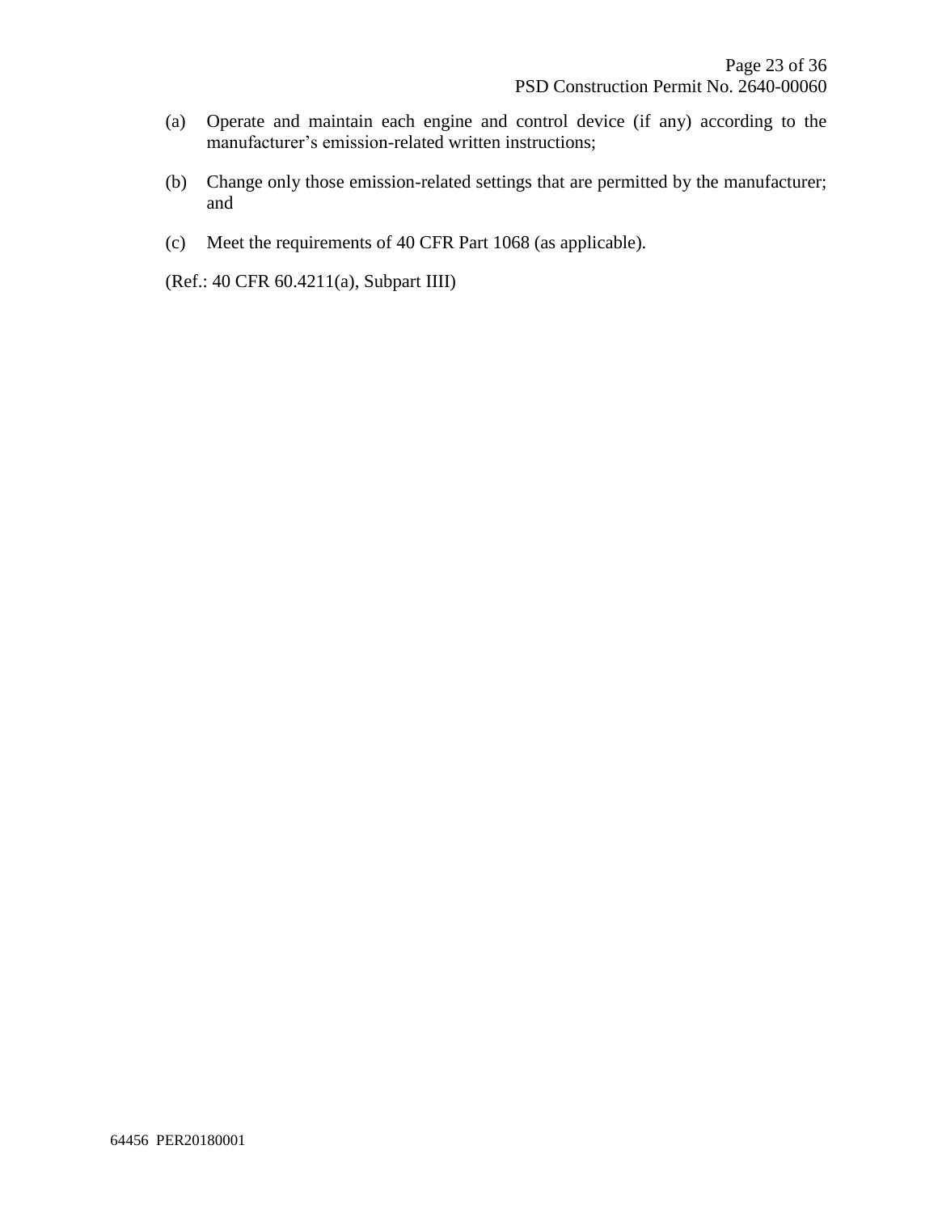(a) Operate and maintain each engine and control device (if any) according to the manufacturer's emission-related written instructions;

(b) Change only those emission-related settings that are permitted by the manufacturer; and

(c) Meet the requirements of 40 CFR Part 1068 (as applicable).

(Ref.: 40 CFR 60.4211(a), Subpart IIII)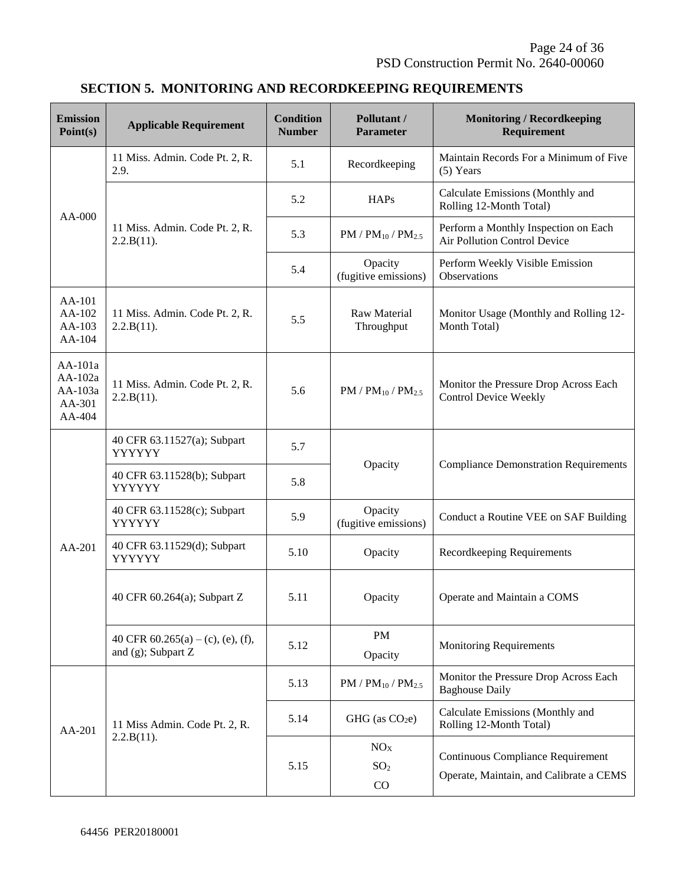## SECTION 5. MONITORING AND RECORDKEEPING REQUIREMENTS

| Emission Point(s) | Applicable Requirement | Condition Number | Pollutant / Parameter | Monitoring / Recordkeeping Requirement |
|---|---|---|---|---|
| AA-000 | 11 Miss. Admin. Code Pt. 2, R. 2.9. | 5.1 | Recordkeeping | Maintain Records For a Minimum of Five (5) Years |
| | 11 Miss. Admin. Code Pt. 2, R. 2.2.B(11). | 5.2 | HAPs | Calculate Emissions (Monthly and Rolling 12-Month Total) |
| | | 5.3 | $PM$ / $PM_{10}$ / $PM_{2.5}$ | Perform a Monthly Inspection on Each Air Pollution Control Device |
| | | 5.4 | Opacity (fugitive emissions) | Perform Weekly Visible Emission Observations |
| AA-101 AA-102 AA-103 AA-104 | 11 Miss. Admin. Code Pt. 2, R. 2.2.B(11). | 5.5 | Raw Material Throughput | Monitor Usage (Monthly and Rolling 12-Month Total) |
| AA-101a AA-102a AA-103a AA-301 AA-404 | 11 Miss. Admin. Code Pt. 2, R. 2.2.B(11). | 5.6 | $PM$ / $PM_{10}$ / $PM_{2.5}$ | Monitor the Pressure Drop Across Each Control Device Weekly |
| AA-201 | 40 CFR 63.11527(a); Subpart YYYYYY | 5.7 | Opacity | Compliance Demonstration Requirements |
| | 40 CFR 63.11528(b); Subpart YYYYYY | 5.8 | | |
| | 40 CFR 63.11528(c); Subpart YYYYYY | 5.9 | Opacity (fugitive emissions) | Conduct a Routine VEE on SAF Building |
| | 40 CFR 63.11529(d); Subpart YYYYYY | 5.10 | Opacity | Recordkeeping Requirements |
| | 40 CFR 60.264(a); Subpart Z | 5.11 | Opacity | Operate and Maintain a COMS |
| | 40 CFR 60.265(a) – (c), (e), (f), and (g); Subpart Z | 5.12 | PM Opacity | Monitoring Requirements |
| AA-201 | 11 Miss Admin. Code Pt. 2, R. 2.2.B(11). | 5.13 | $PM$ / $PM_{10}$ / $PM_{2.5}$ | Monitor the Pressure Drop Across Each Baghouse Daily |
| | | 5.14 | GHG (as $CO_2e$) | Calculate Emissions (Monthly and Rolling 12-Month Total) |
| | | 5.15 | $NO_X$ $SO_2$ CO | Continuous Compliance Requirement Operate, Maintain, and Calibrate a CEMS |

64456 PER20180001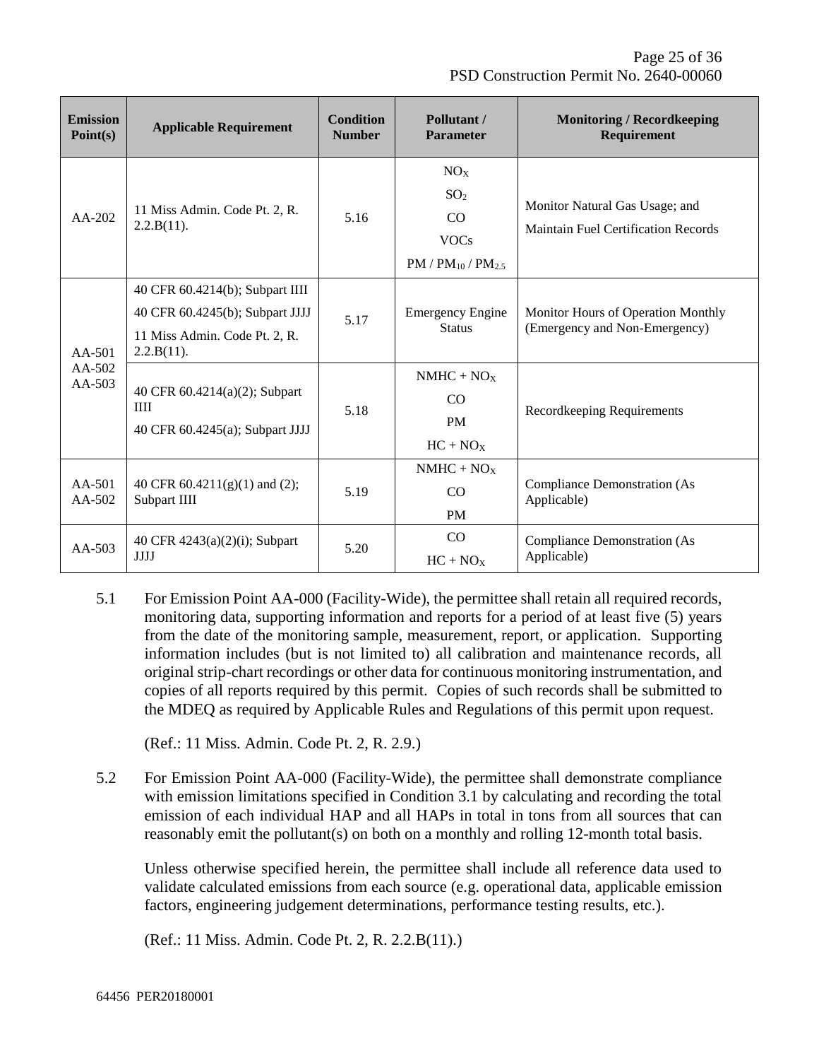| Emission Point(s) | Applicable Requirement | Condition Number | Pollutant / Parameter | Monitoring / Recordkeeping Requirement |
|---|---|---|---|---|
| AA-202 | 11 Miss Admin. Code Pt. 2, R. 2.2.B(11). | 5.16 | $NO_X$<br>$SO_2$<br>CO<br>VOCs<br>PM / $PM_{10}$ / $PM_{2.5}$ | Monitor Natural Gas Usage; and<br>Maintain Fuel Certification Records |
| AA-501<br>AA-502<br>AA-503 | 40 CFR 60.4214(b); Subpart IIII<br>40 CFR 60.4245(b); Subpart JJJJ<br>11 Miss Admin. Code Pt. 2, R. 2.2.B(11). | 5.17 | Emergency Engine Status | Monitor Hours of Operation Monthly (Emergency and Non-Emergency) |
| | 40 CFR 60.4214(a)(2); Subpart IIII<br>40 CFR 60.4245(a); Subpart JJJJ | 5.18 | NMHC + $NO_X$<br>CO<br>PM<br>HC + $NO_X$ | Recordkeeping Requirements |
| AA-501<br>AA-502 | 40 CFR 60.4211(g)(1) and (2); Subpart IIII | 5.19 | NMHC + $NO_X$<br>CO<br>PM | Compliance Demonstration (As Applicable) |
| AA-503 | 40 CFR 4243(a)(2)(i); Subpart JJJJ | 5.20 | CO<br>HC + $NO_X$ | Compliance Demonstration (As Applicable) |

5.1 For Emission Point AA-000 (Facility-Wide), the permittee shall retain all required records, monitoring data, supporting information and reports for a period of at least five (5) years from the date of the monitoring sample, measurement, report, or application. Supporting information includes (but is not limited to) all calibration and maintenance records, all original strip-chart recordings or other data for continuous monitoring instrumentation, and copies of all reports required by this permit. Copies of such records shall be submitted to the MDEQ as required by Applicable Rules and Regulations of this permit upon request.

(Ref.: 11 Miss. Admin. Code Pt. 2, R. 2.9.)

5.2 For Emission Point AA-000 (Facility-Wide), the permittee shall demonstrate compliance with emission limitations specified in Condition 3.1 by calculating and recording the total emission of each individual HAP and all HAPs in total in tons from all sources that can reasonably emit the pollutant(s) on both on a monthly and rolling 12-month total basis.

Unless otherwise specified herein, the permittee shall include all reference data used to validate calculated emissions from each source (e.g. operational data, applicable emission factors, engineering judgement determinations, performance testing results, etc.).

(Ref.: 11 Miss. Admin. Code Pt. 2, R. 2.2.B(11).)

64456 PER20180001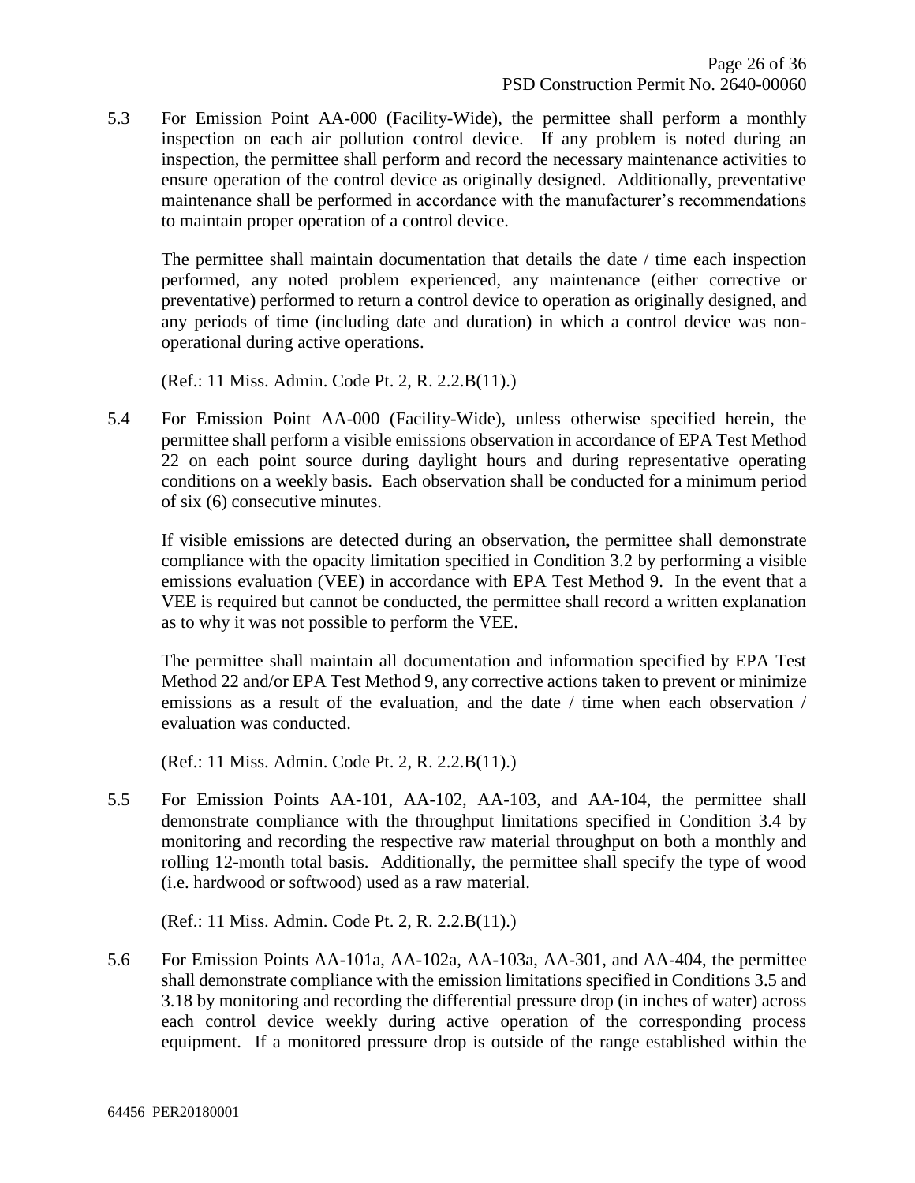5.3 For Emission Point AA-000 (Facility-Wide), the permittee shall perform a monthly inspection on each air pollution control device. If any problem is noted during an inspection, the permittee shall perform and record the necessary maintenance activities to ensure operation of the control device as originally designed. Additionally, preventative maintenance shall be performed in accordance with the manufacturer's recommendations to maintain proper operation of a control device.

The permittee shall maintain documentation that details the date / time each inspection performed, any noted problem experienced, any maintenance (either corrective or preventative) performed to return a control device to operation as originally designed, and any periods of time (including date and duration) in which a control device was non-operational during active operations.

(Ref.: 11 Miss. Admin. Code Pt. 2, R. 2.2.B(11).)

5.4 For Emission Point AA-000 (Facility-Wide), unless otherwise specified herein, the permittee shall perform a visible emissions observation in accordance of EPA Test Method 22 on each point source during daylight hours and during representative operating conditions on a weekly basis. Each observation shall be conducted for a minimum period of six (6) consecutive minutes.

If visible emissions are detected during an observation, the permittee shall demonstrate compliance with the opacity limitation specified in Condition 3.2 by performing a visible emissions evaluation (VEE) in accordance with EPA Test Method 9. In the event that a VEE is required but cannot be conducted, the permittee shall record a written explanation as to why it was not possible to perform the VEE.

The permittee shall maintain all documentation and information specified by EPA Test Method 22 and/or EPA Test Method 9, any corrective actions taken to prevent or minimize emissions as a result of the evaluation, and the date / time when each observation / evaluation was conducted.

(Ref.: 11 Miss. Admin. Code Pt. 2, R. 2.2.B(11).)

5.5 For Emission Points AA-101, AA-102, AA-103, and AA-104, the permittee shall demonstrate compliance with the throughput limitations specified in Condition 3.4 by monitoring and recording the respective raw material throughput on both a monthly and rolling 12-month total basis. Additionally, the permittee shall specify the type of wood (i.e. hardwood or softwood) used as a raw material.

(Ref.: 11 Miss. Admin. Code Pt. 2, R. 2.2.B(11).)

5.6 For Emission Points AA-101a, AA-102a, AA-103a, AA-301, and AA-404, the permittee shall demonstrate compliance with the emission limitations specified in Conditions 3.5 and 3.18 by monitoring and recording the differential pressure drop (in inches of water) across each control device weekly during active operation of the corresponding process equipment. If a monitored pressure drop is outside of the range established within the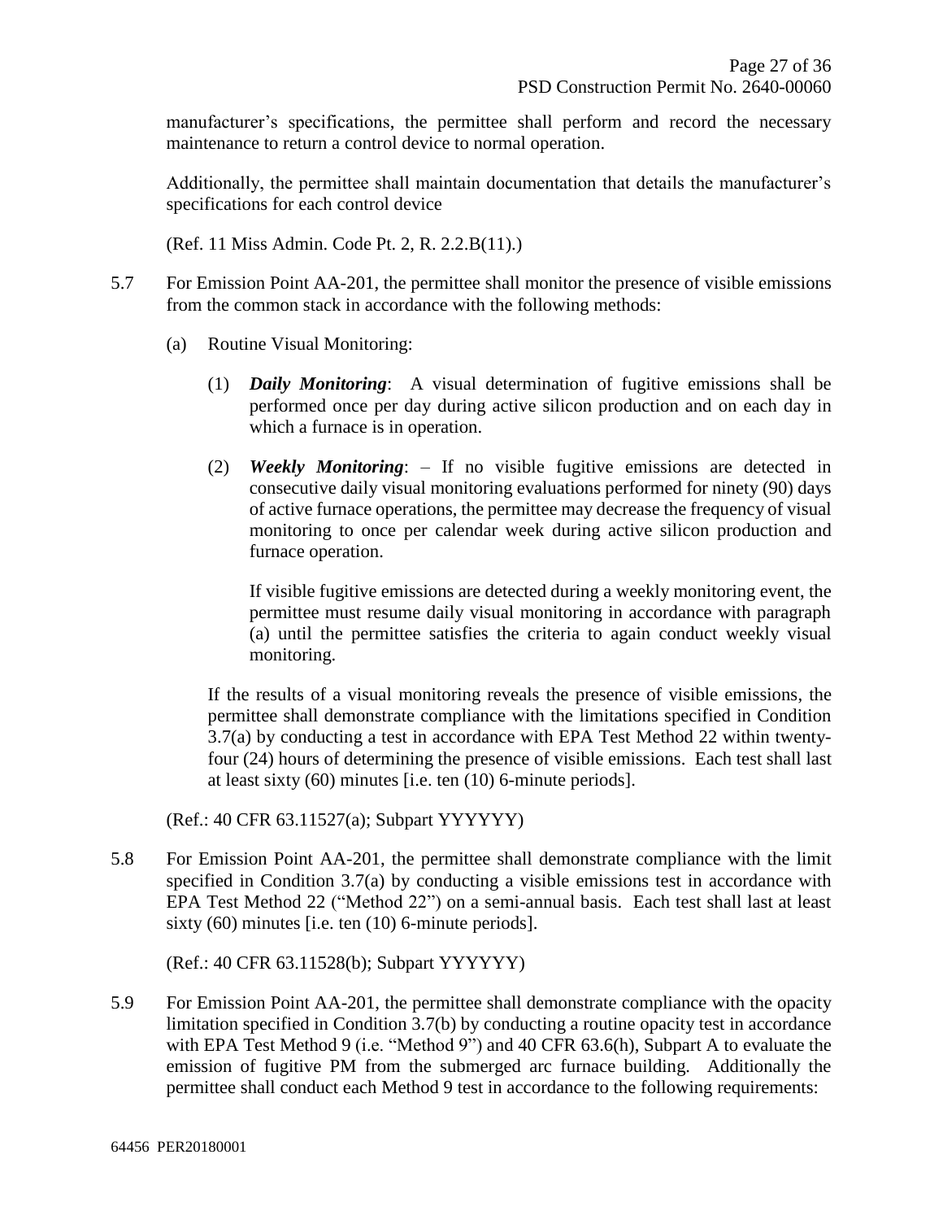manufacturer's specifications, the permittee shall perform and record the necessary maintenance to return a control device to normal operation.

Additionally, the permittee shall maintain documentation that details the manufacturer's specifications for each control device

(Ref. 11 Miss Admin. Code Pt. 2, R. 2.2.B(11).)

5.7 For Emission Point AA-201, the permittee shall monitor the presence of visible emissions from the common stack in accordance with the following methods:

(a) Routine Visual Monitoring:

(1) ***Daily Monitoring***: A visual determination of fugitive emissions shall be performed once per day during active silicon production and on each day in which a furnace is in operation.

(2) ***Weekly Monitoring***: – If no visible fugitive emissions are detected in consecutive daily visual monitoring evaluations performed for ninety (90) days of active furnace operations, the permittee may decrease the frequency of visual monitoring to once per calendar week during active silicon production and furnace operation.

If visible fugitive emissions are detected during a weekly monitoring event, the permittee must resume daily visual monitoring in accordance with paragraph (a) until the permittee satisfies the criteria to again conduct weekly visual monitoring.

If the results of a visual monitoring reveals the presence of visible emissions, the permittee shall demonstrate compliance with the limitations specified in Condition 3.7(a) by conducting a test in accordance with EPA Test Method 22 within twenty-four (24) hours of determining the presence of visible emissions. Each test shall last at least sixty (60) minutes [i.e. ten (10) 6-minute periods].

(Ref.: 40 CFR 63.11527(a); Subpart YYYYYY)

5.8 For Emission Point AA-201, the permittee shall demonstrate compliance with the limit specified in Condition 3.7(a) by conducting a visible emissions test in accordance with EPA Test Method 22 ("Method 22") on a semi-annual basis. Each test shall last at least sixty (60) minutes [i.e. ten (10) 6-minute periods].

(Ref.: 40 CFR 63.11528(b); Subpart YYYYYY)

5.9 For Emission Point AA-201, the permittee shall demonstrate compliance with the opacity limitation specified in Condition 3.7(b) by conducting a routine opacity test in accordance with EPA Test Method 9 (i.e. "Method 9") and 40 CFR 63.6(h), Subpart A to evaluate the emission of fugitive PM from the submerged arc furnace building. Additionally the permittee shall conduct each Method 9 test in accordance to the following requirements: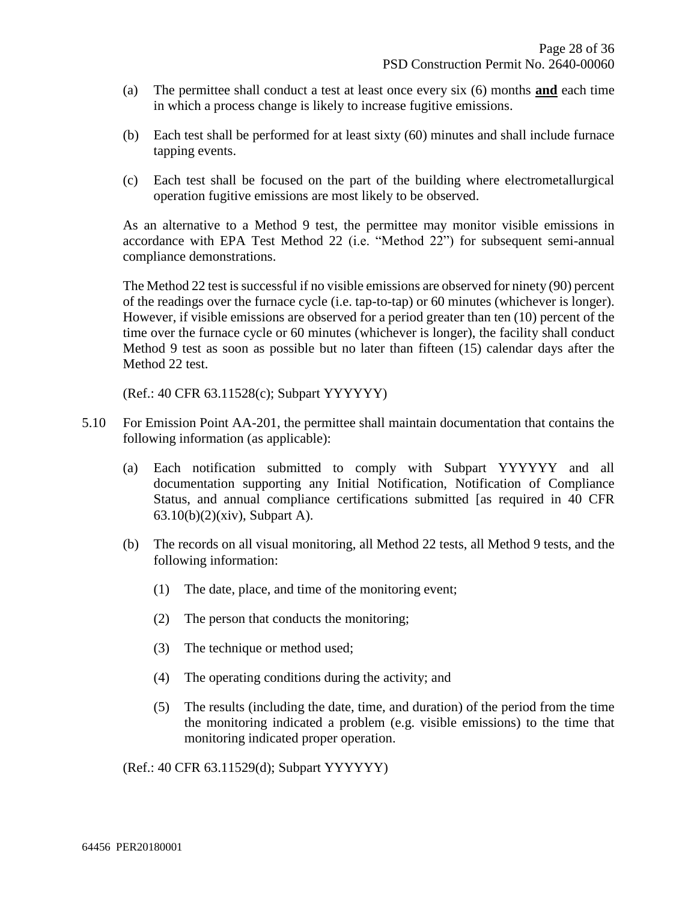(a) The permittee shall conduct a test at least once every six (6) months **and** each time in which a process change is likely to increase fugitive emissions.

(b) Each test shall be performed for at least sixty (60) minutes and shall include furnace tapping events.

(c) Each test shall be focused on the part of the building where electrometallurgical operation fugitive emissions are most likely to be observed.

As an alternative to a Method 9 test, the permittee may monitor visible emissions in accordance with EPA Test Method 22 (i.e. "Method 22") for subsequent semi-annual compliance demonstrations.

The Method 22 test is successful if no visible emissions are observed for ninety (90) percent of the readings over the furnace cycle (i.e. tap-to-tap) or 60 minutes (whichever is longer). However, if visible emissions are observed for a period greater than ten (10) percent of the time over the furnace cycle or 60 minutes (whichever is longer), the facility shall conduct Method 9 test as soon as possible but no later than fifteen (15) calendar days after the Method 22 test.

(Ref.: 40 CFR 63.11528(c); Subpart YYYYYY)

5.10 For Emission Point AA-201, the permittee shall maintain documentation that contains the following information (as applicable):

(a) Each notification submitted to comply with Subpart YYYYYY and all documentation supporting any Initial Notification, Notification of Compliance Status, and annual compliance certifications submitted [as required in 40 CFR 63.10(b)(2)(xiv), Subpart A).

(b) The records on all visual monitoring, all Method 22 tests, all Method 9 tests, and the following information:

(1) The date, place, and time of the monitoring event;

(2) The person that conducts the monitoring;

(3) The technique or method used;

(4) The operating conditions during the activity; and

(5) The results (including the date, time, and duration) of the period from the time the monitoring indicated a problem (e.g. visible emissions) to the time that monitoring indicated proper operation.

(Ref.: 40 CFR 63.11529(d); Subpart YYYYYY)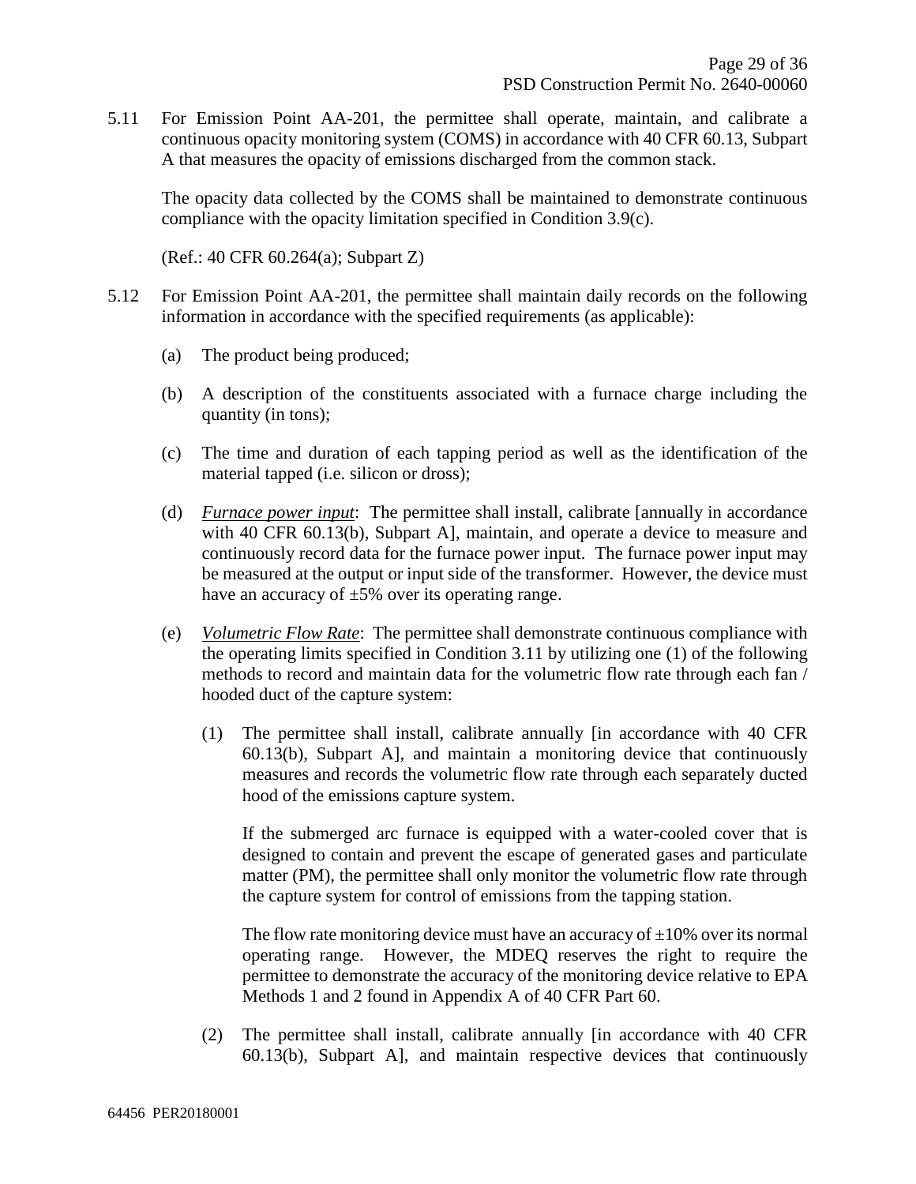5.11 For Emission Point AA-201, the permittee shall operate, maintain, and calibrate a continuous opacity monitoring system (COMS) in accordance with 40 CFR 60.13, Subpart A that measures the opacity of emissions discharged from the common stack.

The opacity data collected by the COMS shall be maintained to demonstrate continuous compliance with the opacity limitation specified in Condition 3.9(c).

(Ref.: 40 CFR 60.264(a); Subpart Z)

5.12 For Emission Point AA-201, the permittee shall maintain daily records on the following information in accordance with the specified requirements (as applicable):

(a) The product being produced;

(b) A description of the constituents associated with a furnace charge including the quantity (in tons);

(c) The time and duration of each tapping period as well as the identification of the material tapped (i.e. silicon or dross);

(d) *Furnace power input*: The permittee shall install, calibrate [annually in accordance with 40 CFR 60.13(b), Subpart A], maintain, and operate a device to measure and continuously record data for the furnace power input. The furnace power input may be measured at the output or input side of the transformer. However, the device must have an accuracy of ±5% over its operating range.

(e) *Volumetric Flow Rate*: The permittee shall demonstrate continuous compliance with the operating limits specified in Condition 3.11 by utilizing one (1) of the following methods to record and maintain data for the volumetric flow rate through each fan / hooded duct of the capture system:

(1) The permittee shall install, calibrate annually [in accordance with 40 CFR 60.13(b), Subpart A], and maintain a monitoring device that continuously measures and records the volumetric flow rate through each separately ducted hood of the emissions capture system.

If the submerged arc furnace is equipped with a water-cooled cover that is designed to contain and prevent the escape of generated gases and particulate matter (PM), the permittee shall only monitor the volumetric flow rate through the capture system for control of emissions from the tapping station.

The flow rate monitoring device must have an accuracy of ±10% over its normal operating range. However, the MDEQ reserves the right to require the permittee to demonstrate the accuracy of the monitoring device relative to EPA Methods 1 and 2 found in Appendix A of 40 CFR Part 60.

(2) The permittee shall install, calibrate annually [in accordance with 40 CFR 60.13(b), Subpart A], and maintain respective devices that continuously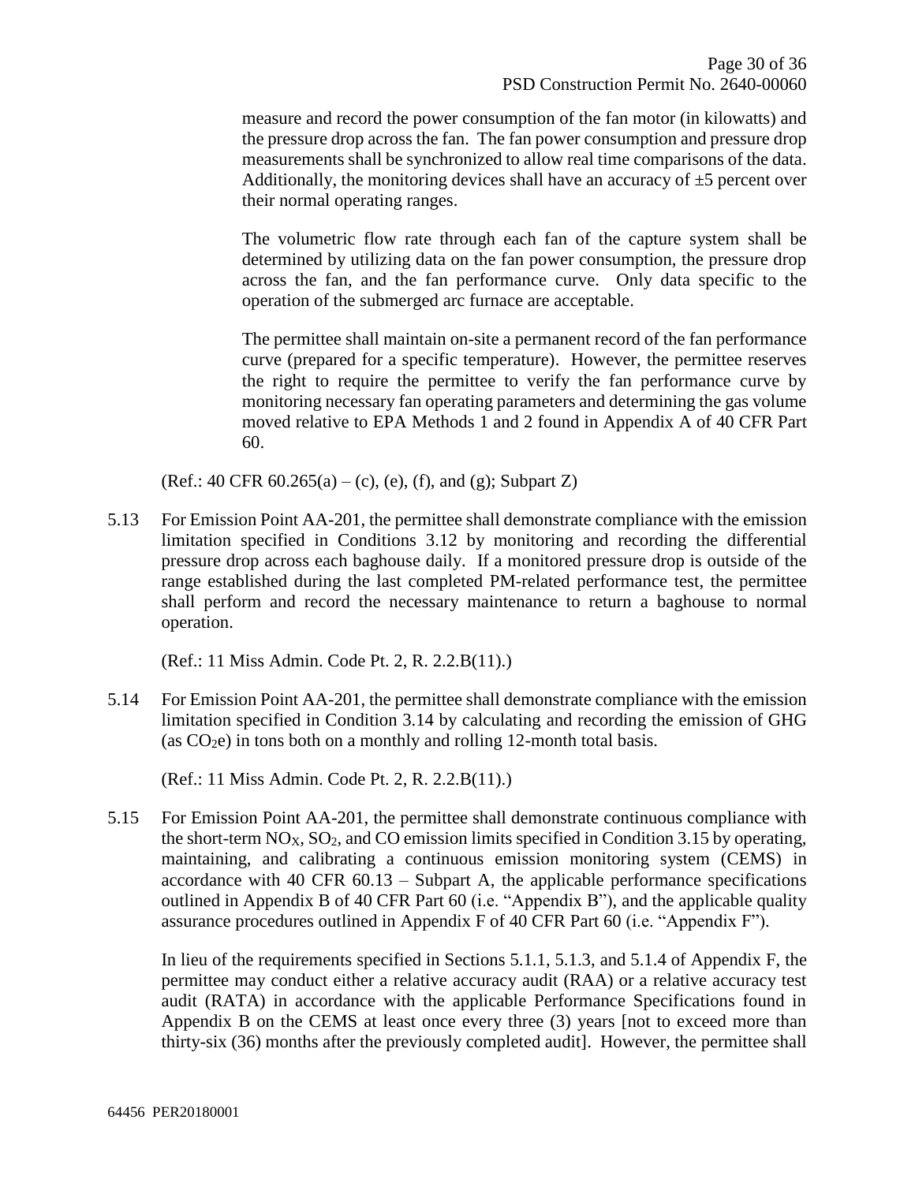measure and record the power consumption of the fan motor (in kilowatts) and the pressure drop across the fan. The fan power consumption and pressure drop measurements shall be synchronized to allow real time comparisons of the data. Additionally, the monitoring devices shall have an accuracy of ±5 percent over their normal operating ranges.

The volumetric flow rate through each fan of the capture system shall be determined by utilizing data on the fan power consumption, the pressure drop across the fan, and the fan performance curve. Only data specific to the operation of the submerged arc furnace are acceptable.

The permittee shall maintain on-site a permanent record of the fan performance curve (prepared for a specific temperature). However, the permittee reserves the right to require the permittee to verify the fan performance curve by monitoring necessary fan operating parameters and determining the gas volume moved relative to EPA Methods 1 and 2 found in Appendix A of 40 CFR Part 60.

(Ref.: 40 CFR 60.265(a) – (c), (e), (f), and (g); Subpart Z)

5.13 For Emission Point AA-201, the permittee shall demonstrate compliance with the emission limitation specified in Conditions 3.12 by monitoring and recording the differential pressure drop across each baghouse daily. If a monitored pressure drop is outside of the range established during the last completed PM-related performance test, the permittee shall perform and record the necessary maintenance to return a baghouse to normal operation.

(Ref.: 11 Miss Admin. Code Pt. 2, R. 2.2.B(11).)

5.14 For Emission Point AA-201, the permittee shall demonstrate compliance with the emission limitation specified in Condition 3.14 by calculating and recording the emission of GHG (as $CO_2$e) in tons both on a monthly and rolling 12-month total basis.

(Ref.: 11 Miss Admin. Code Pt. 2, R. 2.2.B(11).)

5.15 For Emission Point AA-201, the permittee shall demonstrate continuous compliance with the short-term $NO_X$, $SO_2$, and CO emission limits specified in Condition 3.15 by operating, maintaining, and calibrating a continuous emission monitoring system (CEMS) in accordance with 40 CFR 60.13 – Subpart A, the applicable performance specifications outlined in Appendix B of 40 CFR Part 60 (i.e. "Appendix B"), and the applicable quality assurance procedures outlined in Appendix F of 40 CFR Part 60 (i.e. "Appendix F").

In lieu of the requirements specified in Sections 5.1.1, 5.1.3, and 5.1.4 of Appendix F, the permittee may conduct either a relative accuracy audit (RAA) or a relative accuracy test audit (RATA) in accordance with the applicable Performance Specifications found in Appendix B on the CEMS at least once every three (3) years [not to exceed more than thirty-six (36) months after the previously completed audit]. However, the permittee shall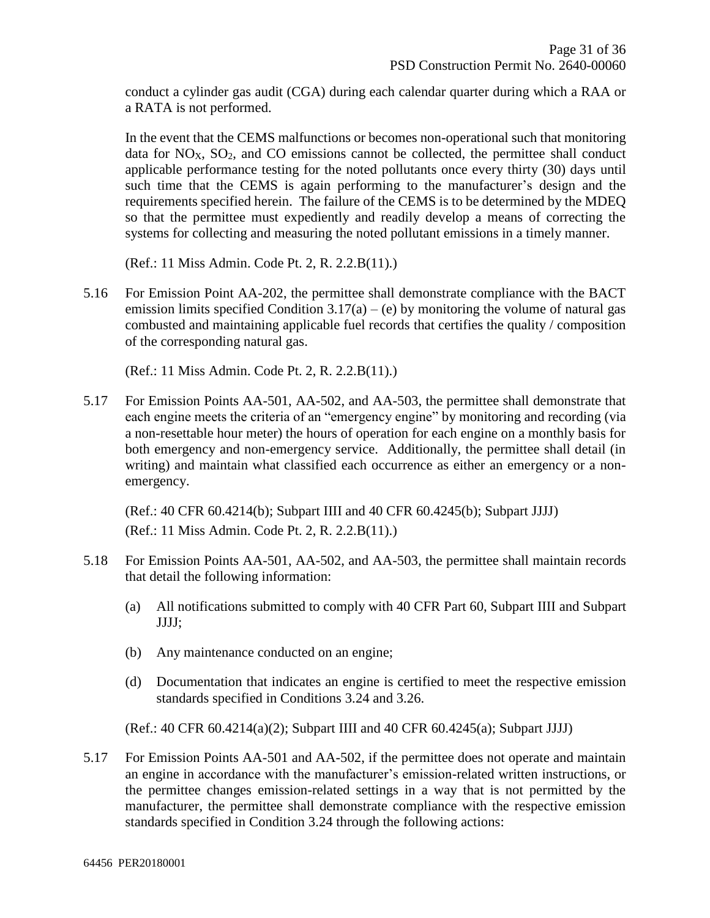conduct a cylinder gas audit (CGA) during each calendar quarter during which a RAA or a RATA is not performed.

In the event that the CEMS malfunctions or becomes non-operational such that monitoring data for $NO_X$, $SO_2$, and CO emissions cannot be collected, the permittee shall conduct applicable performance testing for the noted pollutants once every thirty (30) days until such time that the CEMS is again performing to the manufacturer's design and the requirements specified herein. The failure of the CEMS is to be determined by the MDEQ so that the permittee must expediently and readily develop a means of correcting the systems for collecting and measuring the noted pollutant emissions in a timely manner.

(Ref.: 11 Miss Admin. Code Pt. 2, R. 2.2.B(11).)

5.16 For Emission Point AA-202, the permittee shall demonstrate compliance with the BACT emission limits specified Condition 3.17(a) – (e) by monitoring the volume of natural gas combusted and maintaining applicable fuel records that certifies the quality / composition of the corresponding natural gas.

(Ref.: 11 Miss Admin. Code Pt. 2, R. 2.2.B(11).)

5.17 For Emission Points AA-501, AA-502, and AA-503, the permittee shall demonstrate that each engine meets the criteria of an "emergency engine" by monitoring and recording (via a non-resettable hour meter) the hours of operation for each engine on a monthly basis for both emergency and non-emergency service. Additionally, the permittee shall detail (in writing) and maintain what classified each occurrence as either an emergency or a non-emergency.

(Ref.: 40 CFR 60.4214(b); Subpart IIII and 40 CFR 60.4245(b); Subpart JJJJ)
(Ref.: 11 Miss Admin. Code Pt. 2, R. 2.2.B(11).)

5.18 For Emission Points AA-501, AA-502, and AA-503, the permittee shall maintain records that detail the following information:

(a) All notifications submitted to comply with 40 CFR Part 60, Subpart IIII and Subpart JJJJ;

(b) Any maintenance conducted on an engine;

(d) Documentation that indicates an engine is certified to meet the respective emission standards specified in Conditions 3.24 and 3.26.

(Ref.: 40 CFR 60.4214(a)(2); Subpart IIII and 40 CFR 60.4245(a); Subpart JJJJ)

5.17 For Emission Points AA-501 and AA-502, if the permittee does not operate and maintain an engine in accordance with the manufacturer's emission-related written instructions, or the permittee changes emission-related settings in a way that is not permitted by the manufacturer, the permittee shall demonstrate compliance with the respective emission standards specified in Condition 3.24 through the following actions: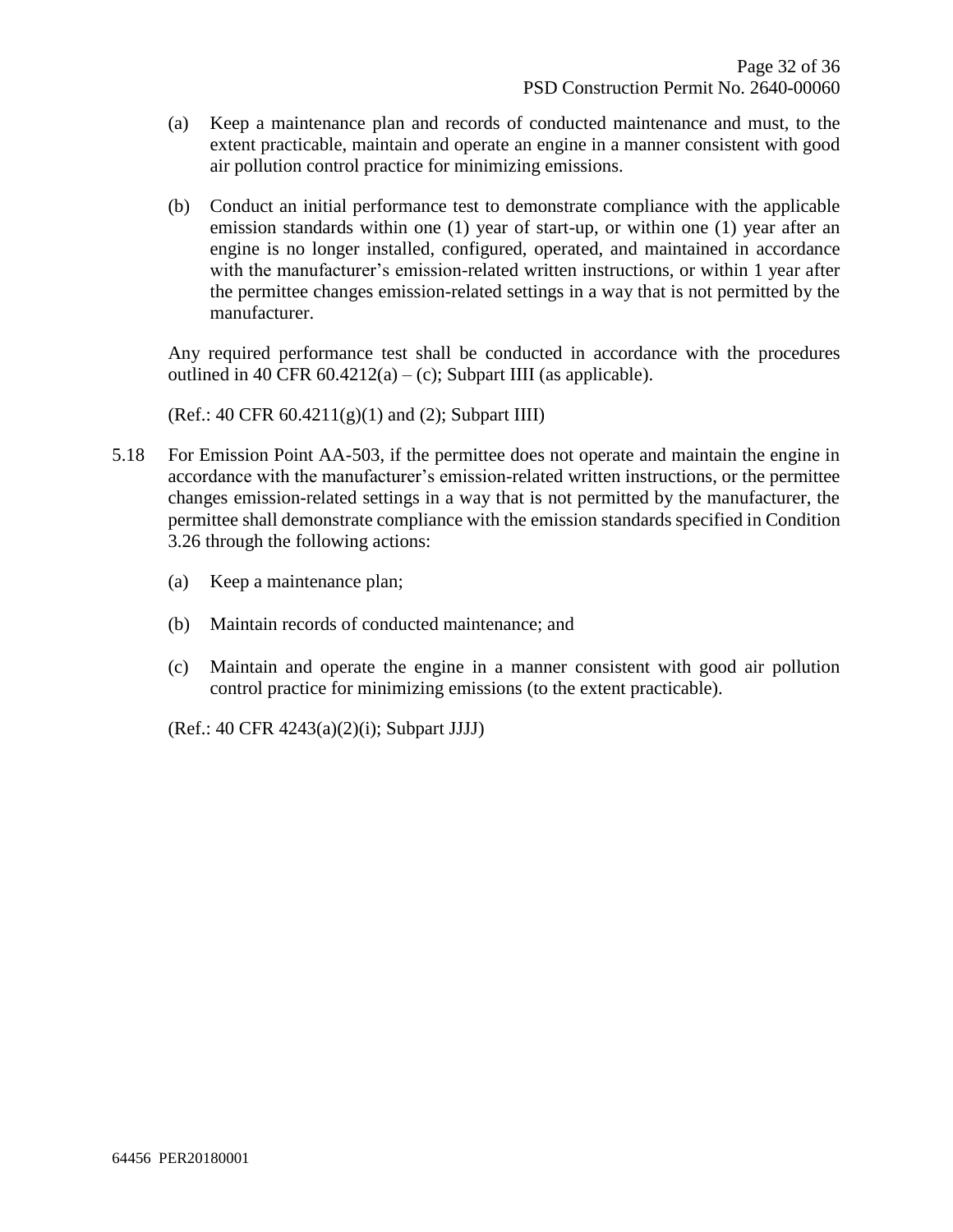(a) Keep a maintenance plan and records of conducted maintenance and must, to the extent practicable, maintain and operate an engine in a manner consistent with good air pollution control practice for minimizing emissions.

(b) Conduct an initial performance test to demonstrate compliance with the applicable emission standards within one (1) year of start-up, or within one (1) year after an engine is no longer installed, configured, operated, and maintained in accordance with the manufacturer's emission-related written instructions, or within 1 year after the permittee changes emission-related settings in a way that is not permitted by the manufacturer.

Any required performance test shall be conducted in accordance with the procedures outlined in 40 CFR 60.4212(a) – (c); Subpart IIII (as applicable).

(Ref.: 40 CFR 60.4211(g)(1) and (2); Subpart IIII)

5.18 For Emission Point AA-503, if the permittee does not operate and maintain the engine in accordance with the manufacturer's emission-related written instructions, or the permittee changes emission-related settings in a way that is not permitted by the manufacturer, the permittee shall demonstrate compliance with the emission standards specified in Condition 3.26 through the following actions:

(a) Keep a maintenance plan;

(b) Maintain records of conducted maintenance; and

(c) Maintain and operate the engine in a manner consistent with good air pollution control practice for minimizing emissions (to the extent practicable).

(Ref.: 40 CFR 4243(a)(2)(i); Subpart JJJJ)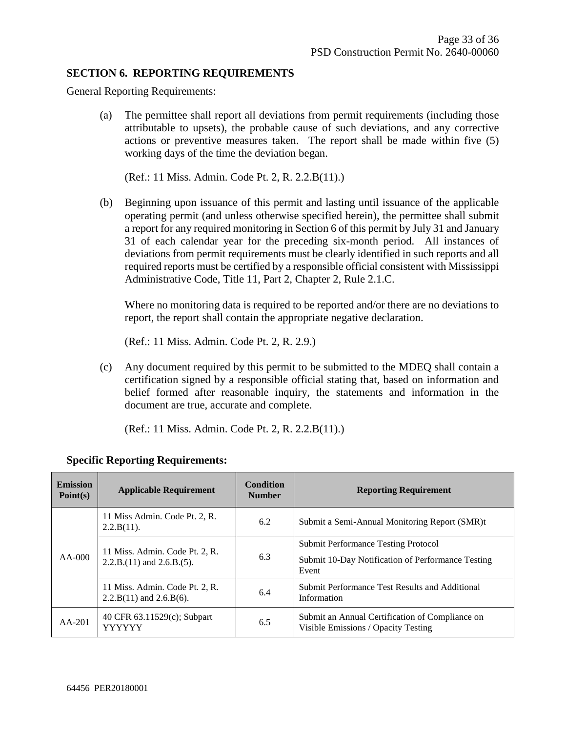## SECTION 6. REPORTING REQUIREMENTS

General Reporting Requirements:

(a) The permittee shall report all deviations from permit requirements (including those attributable to upsets), the probable cause of such deviations, and any corrective actions or preventive measures taken. The report shall be made within five (5) working days of the time the deviation began.

(Ref.: 11 Miss. Admin. Code Pt. 2, R. 2.2.B(11).)

(b) Beginning upon issuance of this permit and lasting until issuance of the applicable operating permit (and unless otherwise specified herein), the permittee shall submit a report for any required monitoring in Section 6 of this permit by July 31 and January 31 of each calendar year for the preceding six-month period. All instances of deviations from permit requirements must be clearly identified in such reports and all required reports must be certified by a responsible official consistent with Mississippi Administrative Code, Title 11, Part 2, Chapter 2, Rule 2.1.C.

Where no monitoring data is required to be reported and/or there are no deviations to report, the report shall contain the appropriate negative declaration.

(Ref.: 11 Miss. Admin. Code Pt. 2, R. 2.9.)

(c) Any document required by this permit to be submitted to the MDEQ shall contain a certification signed by a responsible official stating that, based on information and belief formed after reasonable inquiry, the statements and information in the document are true, accurate and complete.

(Ref.: 11 Miss. Admin. Code Pt. 2, R. 2.2.B(11).)

**Specific Reporting Requirements:**

| Emission Point(s) | Applicable Requirement | Condition Number | Reporting Requirement |
|---|---|---|---|
| AA-000 | 11 Miss Admin. Code Pt. 2, R. 2.2.B(11). | 6.2 | Submit a Semi-Annual Monitoring Report (SMR)t |
| | 11 Miss. Admin. Code Pt. 2, R. 2.2.B.(11) and 2.6.B.(5). | 6.3 | Submit Performance Testing Protocol<br>Submit 10-Day Notification of Performance Testing Event |
| | 11 Miss. Admin. Code Pt. 2, R. 2.2.B(11) and 2.6.B(6). | 6.4 | Submit Performance Test Results and Additional Information |
| AA-201 | 40 CFR 63.11529(c); Subpart YYYYYY | 6.5 | Submit an Annual Certification of Compliance on Visible Emissions / Opacity Testing |

64456 PER20180001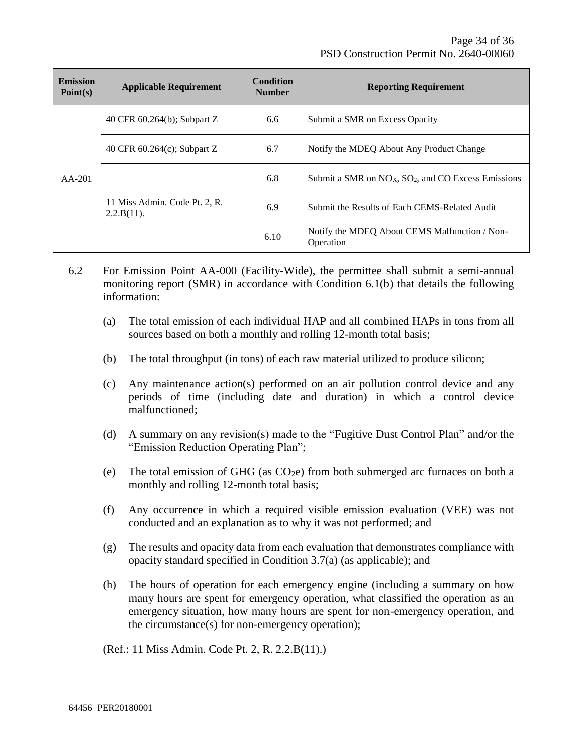| Emission Point(s) | Applicable Requirement | Condition Number | Reporting Requirement |
|---|---|---|---|
| AA-201 | 40 CFR 60.264(b); Subpart Z | 6.6 | Submit a SMR on Excess Opacity |
| | 40 CFR 60.264(c); Subpart Z | 6.7 | Notify the MDEQ About Any Product Change |
| | 11 Miss Admin. Code Pt. 2, R. 2.2.B(11). | 6.8 | Submit a SMR on $NO_X$, $SO_2$, and CO Excess Emissions |
| | | 6.9 | Submit the Results of Each CEMS-Related Audit |
| | | 6.10 | Notify the MDEQ About CEMS Malfunction / Non-Operation |

6.2 For Emission Point AA-000 (Facility-Wide), the permittee shall submit a semi-annual monitoring report (SMR) in accordance with Condition 6.1(b) that details the following information:

(a) The total emission of each individual HAP and all combined HAPs in tons from all sources based on both a monthly and rolling 12-month total basis;

(b) The total throughput (in tons) of each raw material utilized to produce silicon;

(c) Any maintenance action(s) performed on an air pollution control device and any periods of time (including date and duration) in which a control device malfunctioned;

(d) A summary on any revision(s) made to the "Fugitive Dust Control Plan" and/or the "Emission Reduction Operating Plan";

(e) The total emission of GHG (as $CO_2e$) from both submerged arc furnaces on both a monthly and rolling 12-month total basis;

(f) Any occurrence in which a required visible emission evaluation (VEE) was not conducted and an explanation as to why it was not performed; and

(g) The results and opacity data from each evaluation that demonstrates compliance with opacity standard specified in Condition 3.7(a) (as applicable); and

(h) The hours of operation for each emergency engine (including a summary on how many hours are spent for emergency operation, what classified the operation as an emergency situation, how many hours are spent for non-emergency operation, and the circumstance(s) for non-emergency operation);

(Ref.: 11 Miss Admin. Code Pt. 2, R. 2.2.B(11).)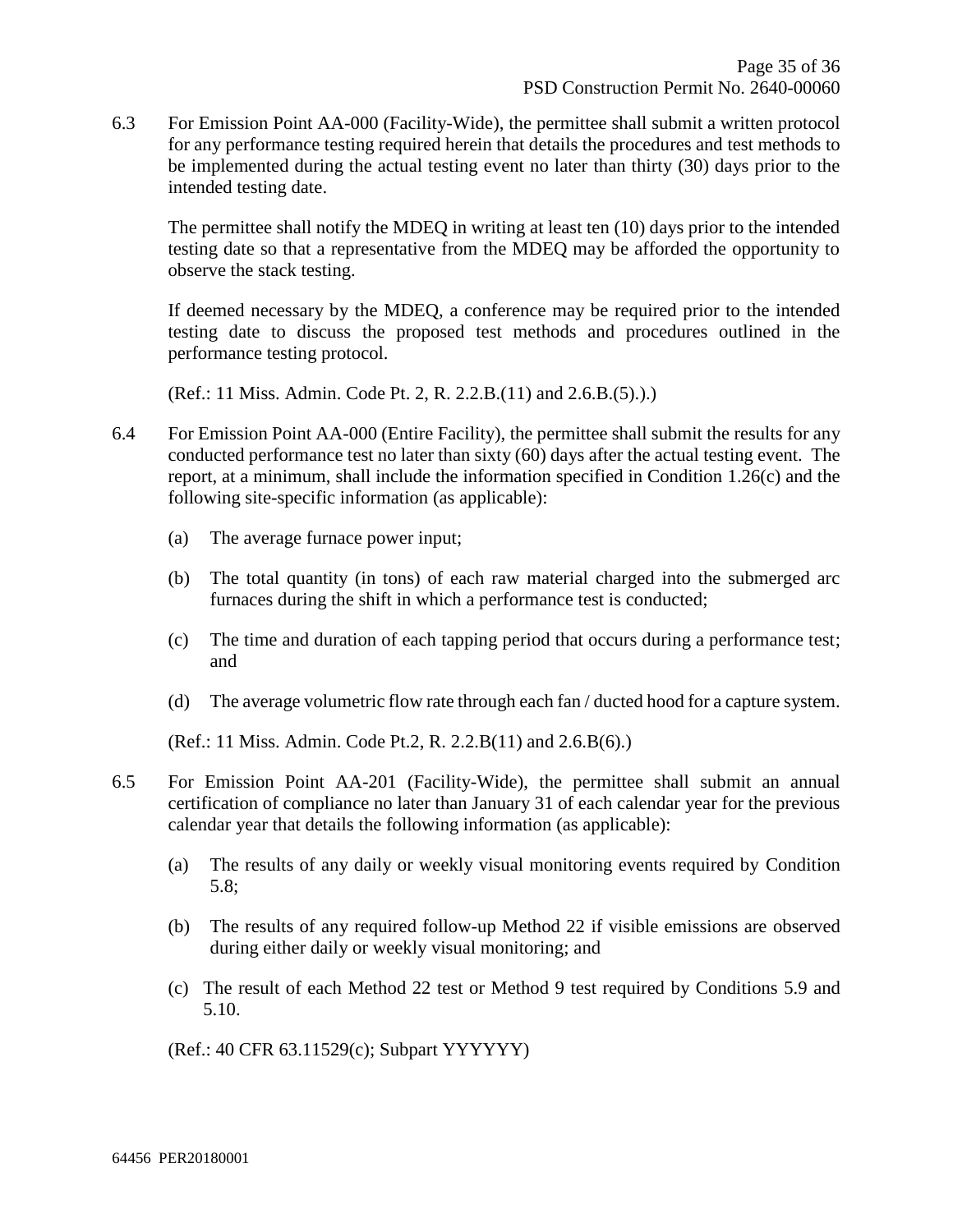6.3 For Emission Point AA-000 (Facility-Wide), the permittee shall submit a written protocol for any performance testing required herein that details the procedures and test methods to be implemented during the actual testing event no later than thirty (30) days prior to the intended testing date.

The permittee shall notify the MDEQ in writing at least ten (10) days prior to the intended testing date so that a representative from the MDEQ may be afforded the opportunity to observe the stack testing.

If deemed necessary by the MDEQ, a conference may be required prior to the intended testing date to discuss the proposed test methods and procedures outlined in the performance testing protocol.

(Ref.: 11 Miss. Admin. Code Pt. 2, R. 2.2.B.(11) and 2.6.B.(5).).)

6.4 For Emission Point AA-000 (Entire Facility), the permittee shall submit the results for any conducted performance test no later than sixty (60) days after the actual testing event. The report, at a minimum, shall include the information specified in Condition 1.26(c) and the following site-specific information (as applicable):

(a) The average furnace power input;

(b) The total quantity (in tons) of each raw material charged into the submerged arc furnaces during the shift in which a performance test is conducted;

(c) The time and duration of each tapping period that occurs during a performance test; and

(d) The average volumetric flow rate through each fan / ducted hood for a capture system.

(Ref.: 11 Miss. Admin. Code Pt.2, R. 2.2.B(11) and 2.6.B(6).)

6.5 For Emission Point AA-201 (Facility-Wide), the permittee shall submit an annual certification of compliance no later than January 31 of each calendar year for the previous calendar year that details the following information (as applicable):

(a) The results of any daily or weekly visual monitoring events required by Condition 5.8;

(b) The results of any required follow-up Method 22 if visible emissions are observed during either daily or weekly visual monitoring; and

(c) The result of each Method 22 test or Method 9 test required by Conditions 5.9 and 5.10.

(Ref.: 40 CFR 63.11529(c); Subpart YYYYYY)

64456 PER20180001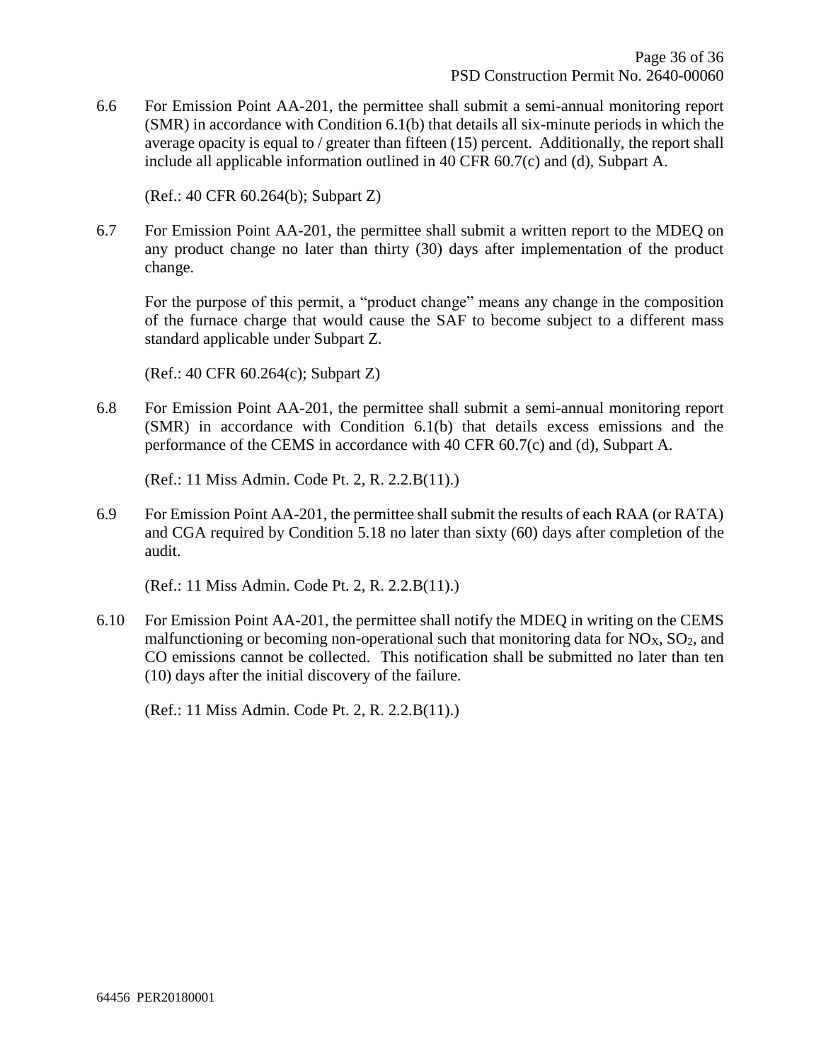6.6 For Emission Point AA-201, the permittee shall submit a semi-annual monitoring report (SMR) in accordance with Condition 6.1(b) that details all six-minute periods in which the average opacity is equal to / greater than fifteen (15) percent. Additionally, the report shall include all applicable information outlined in 40 CFR 60.7(c) and (d), Subpart A.

(Ref.: 40 CFR 60.264(b); Subpart Z)

6.7 For Emission Point AA-201, the permittee shall submit a written report to the MDEQ on any product change no later than thirty (30) days after implementation of the product change.

For the purpose of this permit, a "product change" means any change in the composition of the furnace charge that would cause the SAF to become subject to a different mass standard applicable under Subpart Z.

(Ref.: 40 CFR 60.264(c); Subpart Z)

6.8 For Emission Point AA-201, the permittee shall submit a semi-annual monitoring report (SMR) in accordance with Condition 6.1(b) that details excess emissions and the performance of the CEMS in accordance with 40 CFR 60.7(c) and (d), Subpart A.

(Ref.: 11 Miss Admin. Code Pt. 2, R. 2.2.B(11).)

6.9 For Emission Point AA-201, the permittee shall submit the results of each RAA (or RATA) and CGA required by Condition 5.18 no later than sixty (60) days after completion of the audit.

(Ref.: 11 Miss Admin. Code Pt. 2, R. 2.2.B(11).)

6.10 For Emission Point AA-201, the permittee shall notify the MDEQ in writing on the CEMS malfunctioning or becoming non-operational such that monitoring data for $NO_X$, $SO_2$, and CO emissions cannot be collected. This notification shall be submitted no later than ten (10) days after the initial discovery of the failure.

(Ref.: 11 Miss Admin. Code Pt. 2, R. 2.2.B(11).)

64456 PER20180001